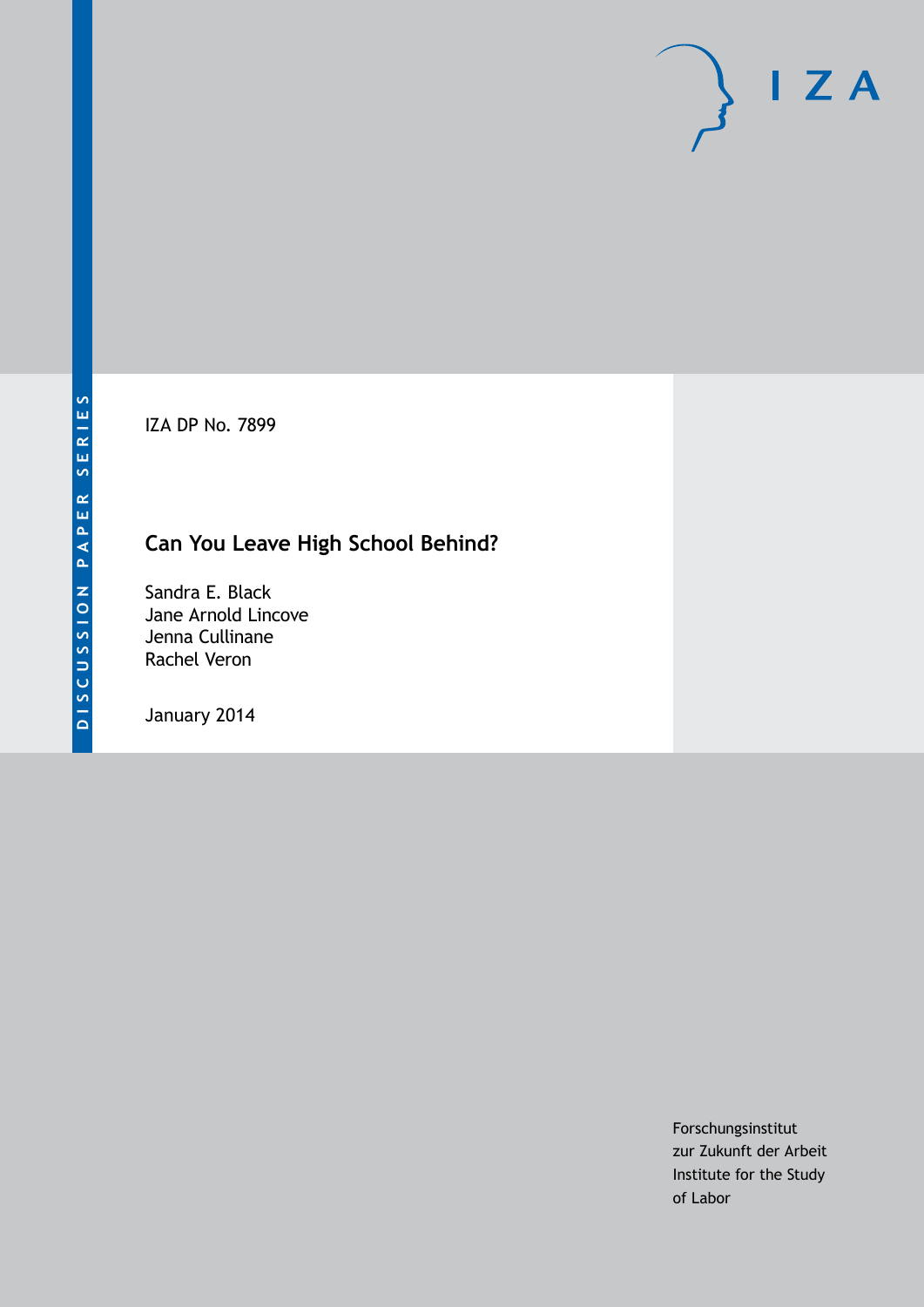DISCUSSION PAPER SERIES

IZA DP No. 7899

# Can You Leave High School Behind?

Sandra E. Black
Jane Arnold Lincove
Jenna Cullinane
Rachel Veron

January 2014

Forschungsinstitut
zur Zukunft der Arbeit
Institute for the Study
of Labor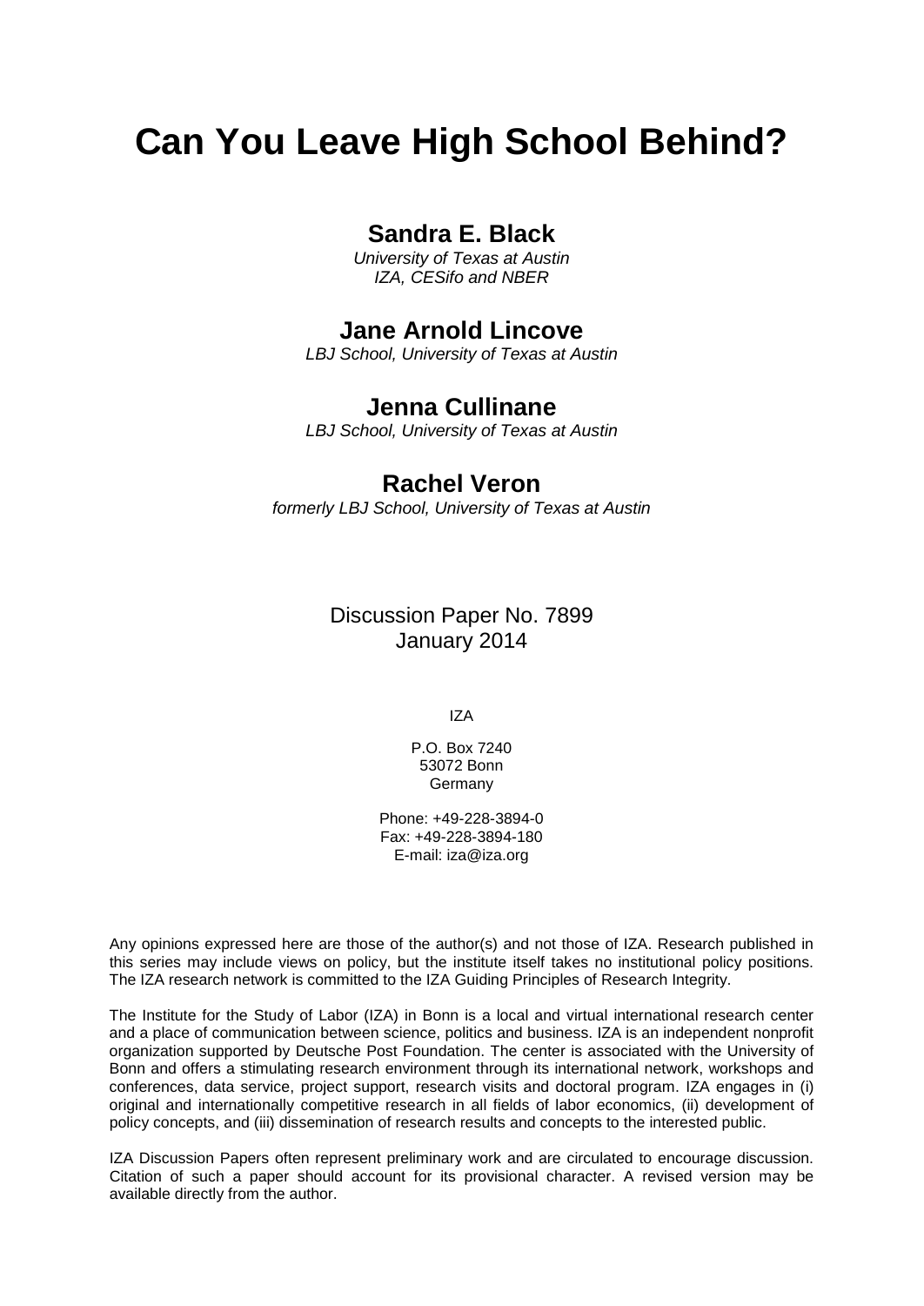# Can You Leave High School Behind?

## Sandra E. Black

*University of Texas at Austin*
*IZA, CESifo and NBER*

## Jane Arnold Lincove

*LBJ School, University of Texas at Austin*

## Jenna Cullinane

*LBJ School, University of Texas at Austin*

## Rachel Veron

*formerly LBJ School, University of Texas at Austin*

Discussion Paper No. 7899
January 2014

IZA

P.O. Box 7240
53072 Bonn
Germany

Phone: +49-228-3894-0
Fax: +49-228-3894-180
E-mail: iza@iza.org

Any opinions expressed here are those of the author(s) and not those of IZA. Research published in this series may include views on policy, but the institute itself takes no institutional policy positions. The IZA research network is committed to the IZA Guiding Principles of Research Integrity.

The Institute for the Study of Labor (IZA) in Bonn is a local and virtual international research center and a place of communication between science, politics and business. IZA is an independent nonprofit organization supported by Deutsche Post Foundation. The center is associated with the University of Bonn and offers a stimulating research environment through its international network, workshops and conferences, data service, project support, research visits and doctoral program. IZA engages in (i) original and internationally competitive research in all fields of labor economics, (ii) development of policy concepts, and (iii) dissemination of research results and concepts to the interested public.

IZA Discussion Papers often represent preliminary work and are circulated to encourage discussion. Citation of such a paper should account for its provisional character. A revised version may be available directly from the author.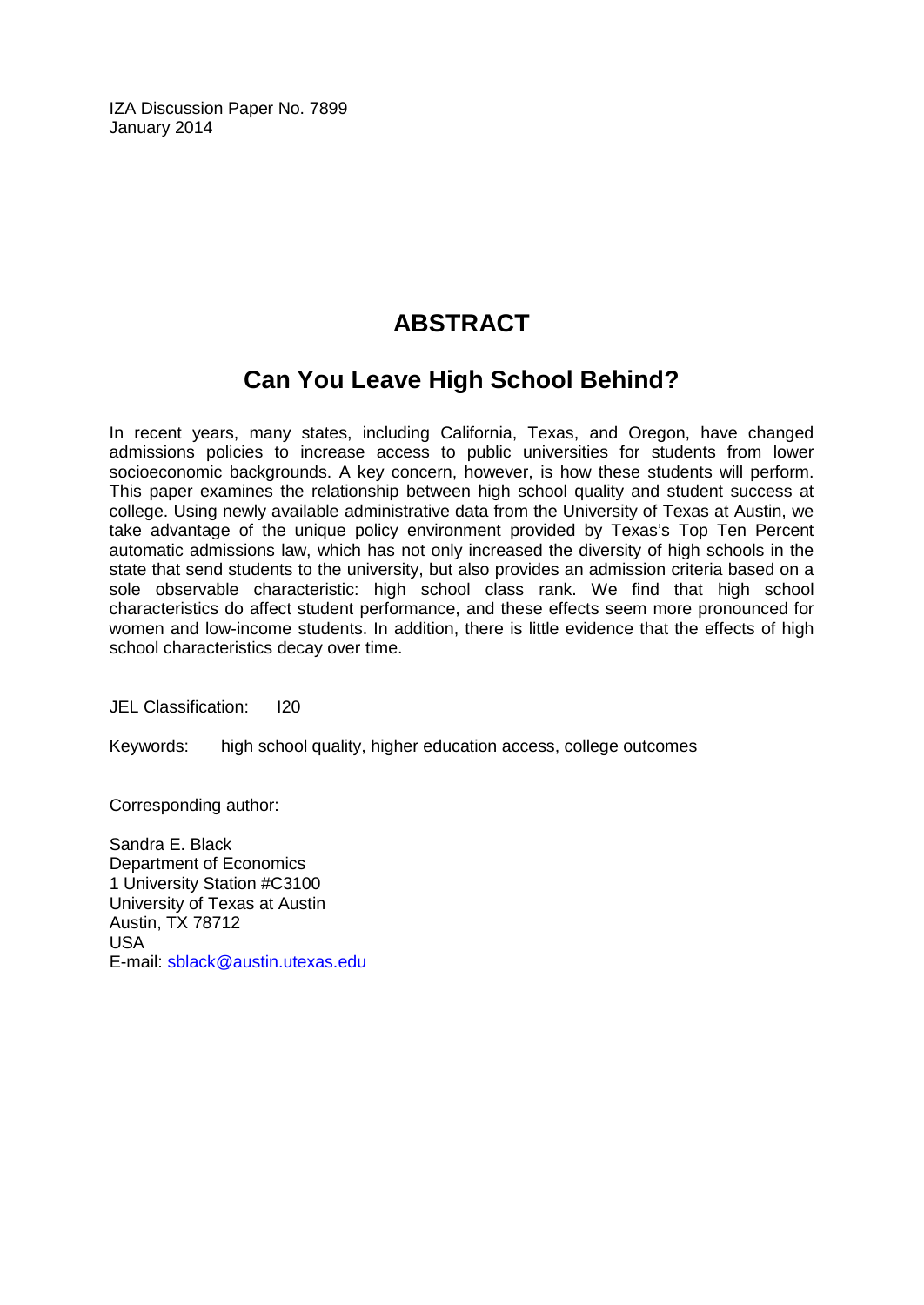IZA Discussion Paper No. 7899
January 2014

## ABSTRACT

## Can You Leave High School Behind?

In recent years, many states, including California, Texas, and Oregon, have changed admissions policies to increase access to public universities for students from lower socioeconomic backgrounds. A key concern, however, is how these students will perform. This paper examines the relationship between high school quality and student success at college. Using newly available administrative data from the University of Texas at Austin, we take advantage of the unique policy environment provided by Texas's Top Ten Percent automatic admissions law, which has not only increased the diversity of high schools in the state that send students to the university, but also provides an admission criteria based on a sole observable characteristic: high school class rank. We find that high school characteristics do affect student performance, and these effects seem more pronounced for women and low-income students. In addition, there is little evidence that the effects of high school characteristics decay over time.

JEL Classification: I20

Keywords: high school quality, higher education access, college outcomes

Corresponding author:

Sandra E. Black
Department of Economics
1 University Station #C3100
University of Texas at Austin
Austin, TX 78712
USA
E-mail: sblack@austin.utexas.edu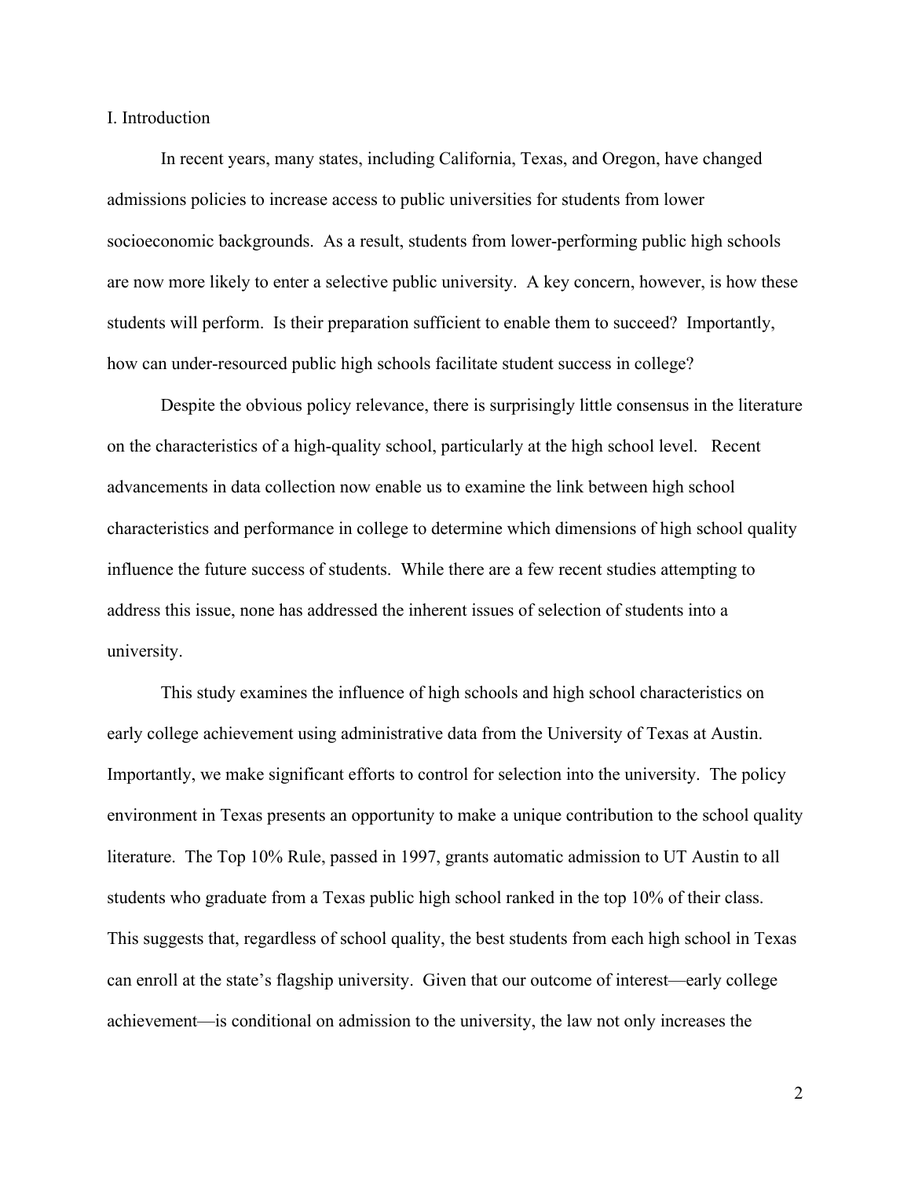# I. Introduction

In recent years, many states, including California, Texas, and Oregon, have changed admissions policies to increase access to public universities for students from lower socioeconomic backgrounds. As a result, students from lower-performing public high schools are now more likely to enter a selective public university. A key concern, however, is how these students will perform. Is their preparation sufficient to enable them to succeed? Importantly, how can under-resourced public high schools facilitate student success in college?

Despite the obvious policy relevance, there is surprisingly little consensus in the literature on the characteristics of a high-quality school, particularly at the high school level. Recent advancements in data collection now enable us to examine the link between high school characteristics and performance in college to determine which dimensions of high school quality influence the future success of students. While there are a few recent studies attempting to address this issue, none has addressed the inherent issues of selection of students into a university.

This study examines the influence of high schools and high school characteristics on early college achievement using administrative data from the University of Texas at Austin. Importantly, we make significant efforts to control for selection into the university. The policy environment in Texas presents an opportunity to make a unique contribution to the school quality literature. The Top 10% Rule, passed in 1997, grants automatic admission to UT Austin to all students who graduate from a Texas public high school ranked in the top 10% of their class. This suggests that, regardless of school quality, the best students from each high school in Texas can enroll at the state's flagship university. Given that our outcome of interest—early college achievement—is conditional on admission to the university, the law not only increases the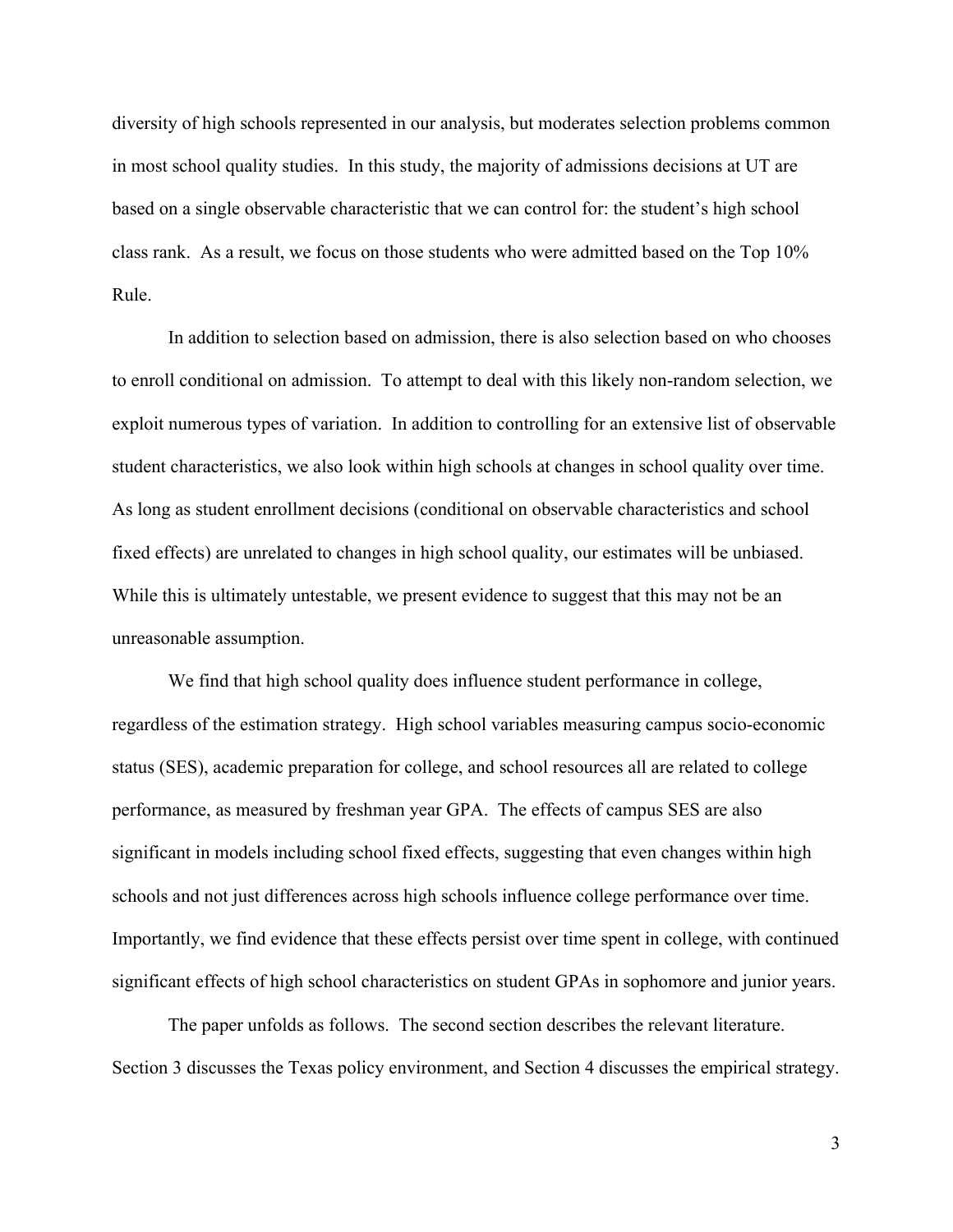diversity of high schools represented in our analysis, but moderates selection problems common in most school quality studies. In this study, the majority of admissions decisions at UT are based on a single observable characteristic that we can control for: the student's high school class rank. As a result, we focus on those students who were admitted based on the Top 10% Rule.

In addition to selection based on admission, there is also selection based on who chooses to enroll conditional on admission. To attempt to deal with this likely non-random selection, we exploit numerous types of variation. In addition to controlling for an extensive list of observable student characteristics, we also look within high schools at changes in school quality over time. As long as student enrollment decisions (conditional on observable characteristics and school fixed effects) are unrelated to changes in high school quality, our estimates will be unbiased. While this is ultimately untestable, we present evidence to suggest that this may not be an unreasonable assumption.

We find that high school quality does influence student performance in college, regardless of the estimation strategy. High school variables measuring campus socio-economic status (SES), academic preparation for college, and school resources all are related to college performance, as measured by freshman year GPA. The effects of campus SES are also significant in models including school fixed effects, suggesting that even changes within high schools and not just differences across high schools influence college performance over time. Importantly, we find evidence that these effects persist over time spent in college, with continued significant effects of high school characteristics on student GPAs in sophomore and junior years.

The paper unfolds as follows. The second section describes the relevant literature. Section 3 discusses the Texas policy environment, and Section 4 discusses the empirical strategy.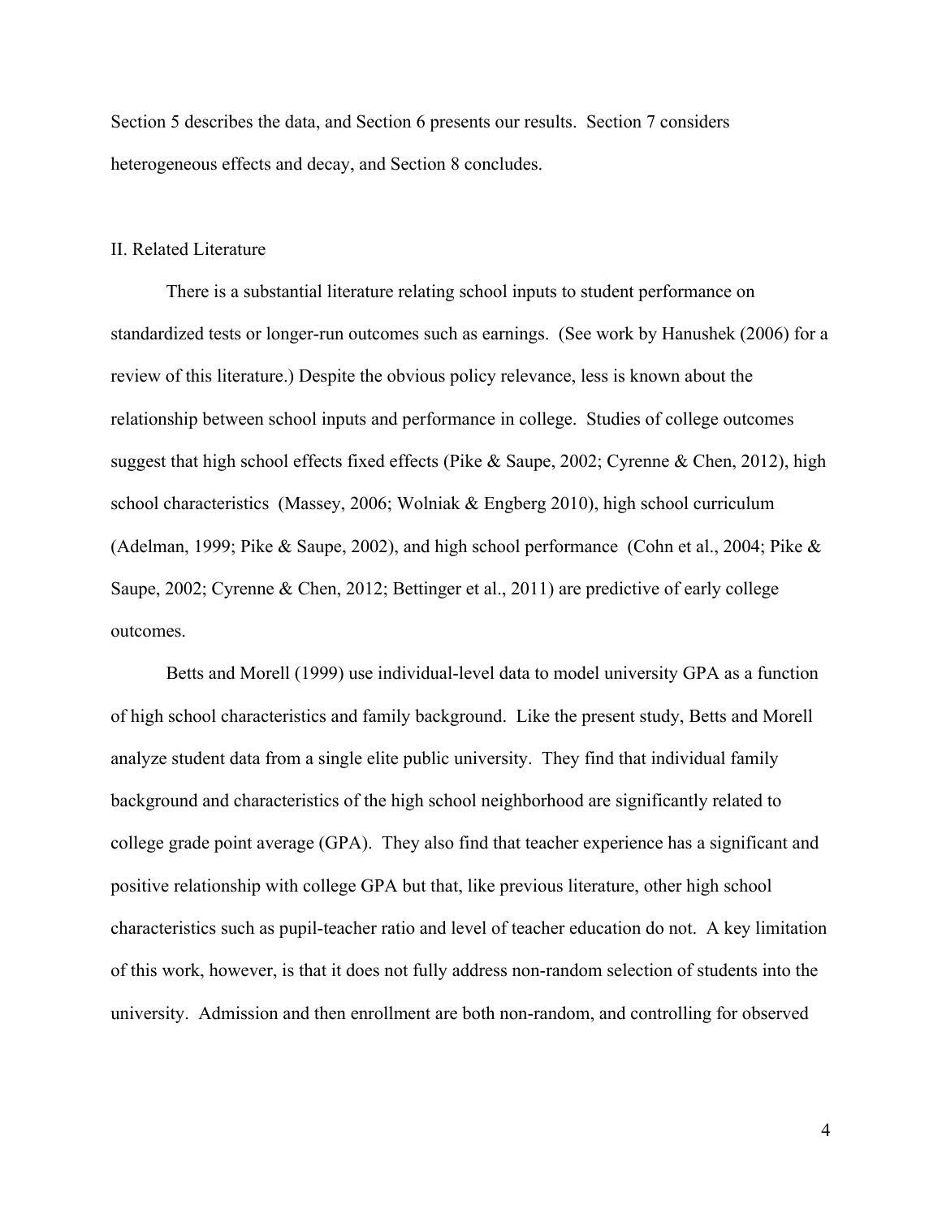Section 5 describes the data, and Section 6 presents our results. Section 7 considers heterogeneous effects and decay, and Section 8 concludes.

## II. Related Literature

There is a substantial literature relating school inputs to student performance on standardized tests or longer-run outcomes such as earnings. (See work by Hanushek (2006) for a review of this literature.) Despite the obvious policy relevance, less is known about the relationship between school inputs and performance in college. Studies of college outcomes suggest that high school effects fixed effects (Pike & Saupe, 2002; Cyrenne & Chen, 2012), high school characteristics (Massey, 2006; Wolniak & Engberg 2010), high school curriculum (Adelman, 1999; Pike & Saupe, 2002), and high school performance (Cohn et al., 2004; Pike & Saupe, 2002; Cyrenne & Chen, 2012; Bettinger et al., 2011) are predictive of early college outcomes.

Betts and Morell (1999) use individual-level data to model university GPA as a function of high school characteristics and family background. Like the present study, Betts and Morell analyze student data from a single elite public university. They find that individual family background and characteristics of the high school neighborhood are significantly related to college grade point average (GPA). They also find that teacher experience has a significant and positive relationship with college GPA but that, like previous literature, other high school characteristics such as pupil-teacher ratio and level of teacher education do not. A key limitation of this work, however, is that it does not fully address non-random selection of students into the university. Admission and then enrollment are both non-random, and controlling for observed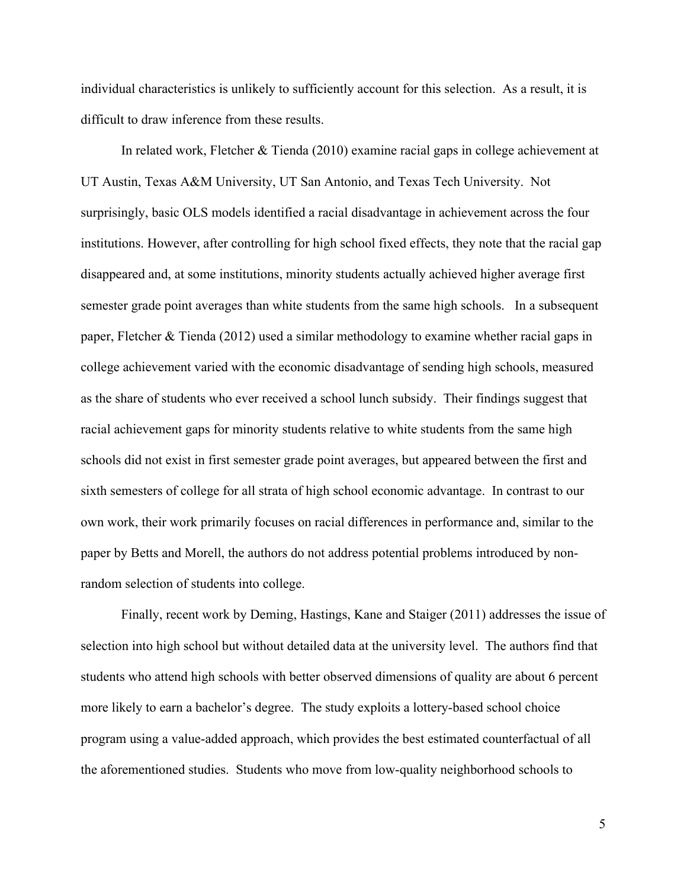individual characteristics is unlikely to sufficiently account for this selection. As a result, it is difficult to draw inference from these results.

In related work, Fletcher & Tienda (2010) examine racial gaps in college achievement at UT Austin, Texas A&M University, UT San Antonio, and Texas Tech University. Not surprisingly, basic OLS models identified a racial disadvantage in achievement across the four institutions. However, after controlling for high school fixed effects, they note that the racial gap disappeared and, at some institutions, minority students actually achieved higher average first semester grade point averages than white students from the same high schools. In a subsequent paper, Fletcher & Tienda (2012) used a similar methodology to examine whether racial gaps in college achievement varied with the economic disadvantage of sending high schools, measured as the share of students who ever received a school lunch subsidy. Their findings suggest that racial achievement gaps for minority students relative to white students from the same high schools did not exist in first semester grade point averages, but appeared between the first and sixth semesters of college for all strata of high school economic advantage. In contrast to our own work, their work primarily focuses on racial differences in performance and, similar to the paper by Betts and Morell, the authors do not address potential problems introduced by non-random selection of students into college.

Finally, recent work by Deming, Hastings, Kane and Staiger (2011) addresses the issue of selection into high school but without detailed data at the university level. The authors find that students who attend high schools with better observed dimensions of quality are about 6 percent more likely to earn a bachelor's degree. The study exploits a lottery-based school choice program using a value-added approach, which provides the best estimated counterfactual of all the aforementioned studies. Students who move from low-quality neighborhood schools to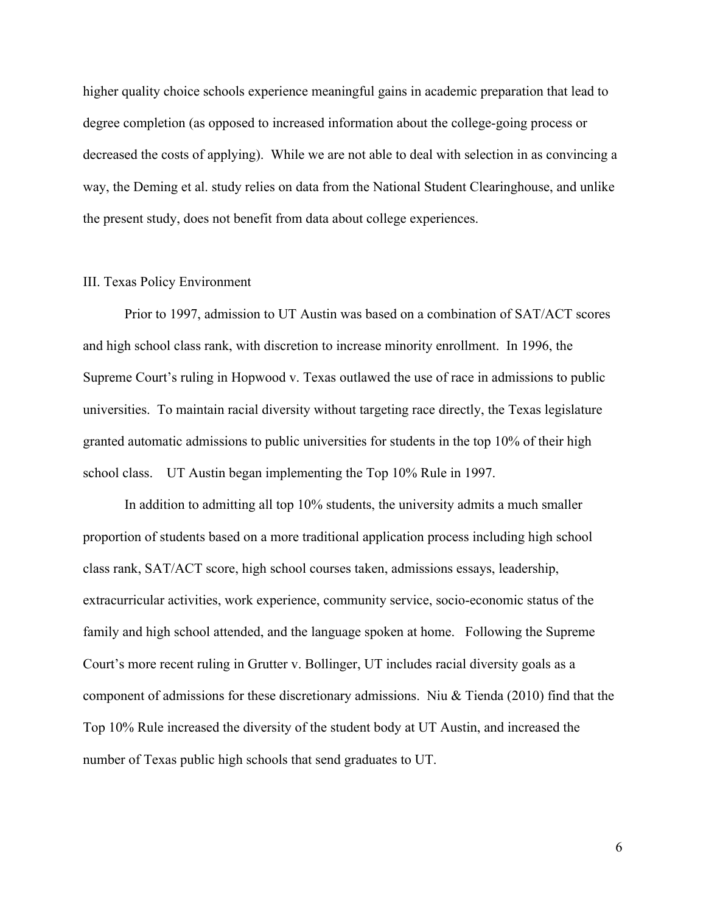higher quality choice schools experience meaningful gains in academic preparation that lead to degree completion (as opposed to increased information about the college-going process or decreased the costs of applying). While we are not able to deal with selection in as convincing a way, the Deming et al. study relies on data from the National Student Clearinghouse, and unlike the present study, does not benefit from data about college experiences.

## III. Texas Policy Environment

Prior to 1997, admission to UT Austin was based on a combination of SAT/ACT scores and high school class rank, with discretion to increase minority enrollment. In 1996, the Supreme Court's ruling in Hopwood v. Texas outlawed the use of race in admissions to public universities. To maintain racial diversity without targeting race directly, the Texas legislature granted automatic admissions to public universities for students in the top 10% of their high school class. UT Austin began implementing the Top 10% Rule in 1997.

In addition to admitting all top 10% students, the university admits a much smaller proportion of students based on a more traditional application process including high school class rank, SAT/ACT score, high school courses taken, admissions essays, leadership, extracurricular activities, work experience, community service, socio-economic status of the family and high school attended, and the language spoken at home. Following the Supreme Court's more recent ruling in Grutter v. Bollinger, UT includes racial diversity goals as a component of admissions for these discretionary admissions. Niu & Tienda (2010) find that the Top 10% Rule increased the diversity of the student body at UT Austin, and increased the number of Texas public high schools that send graduates to UT.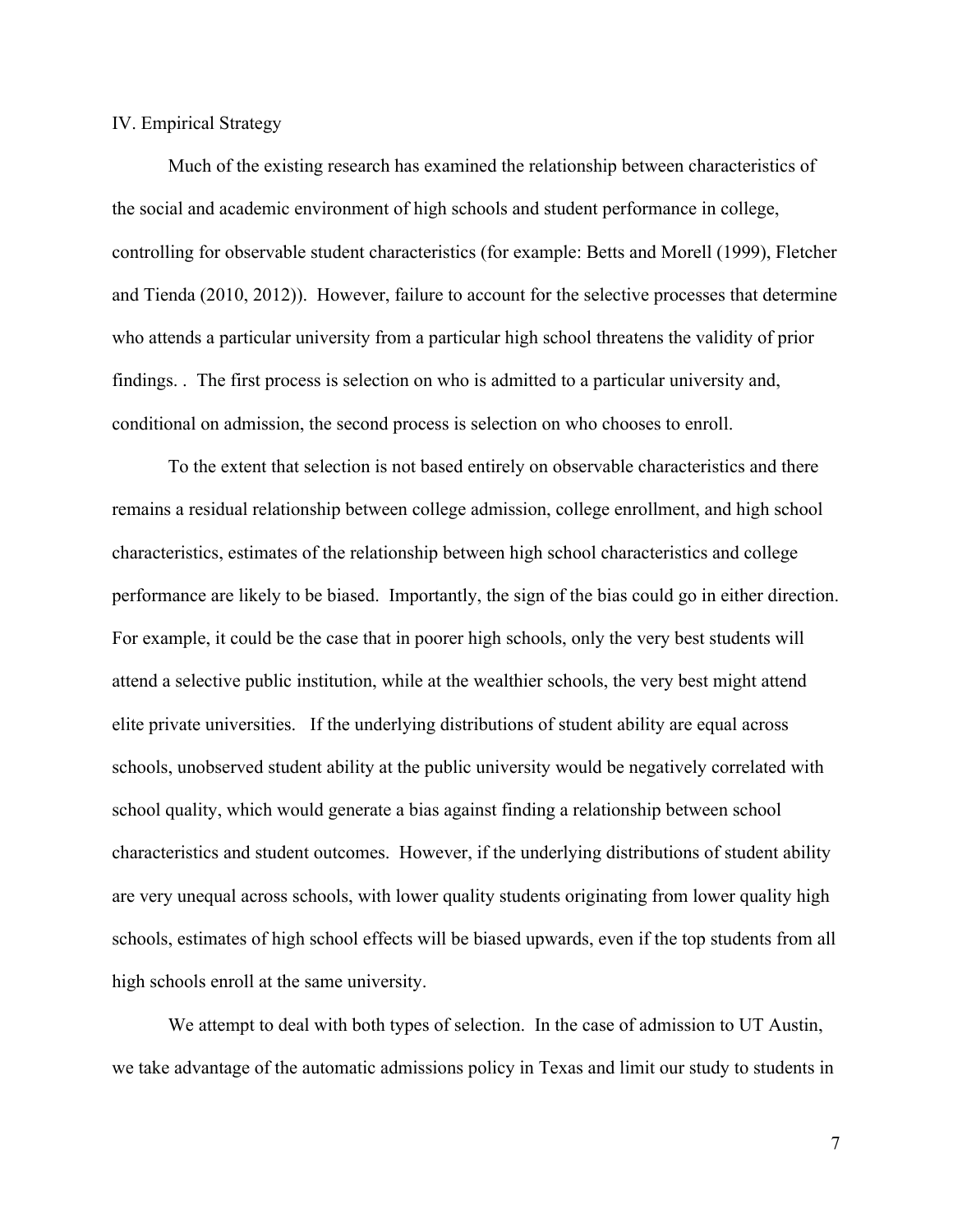## IV. Empirical Strategy

Much of the existing research has examined the relationship between characteristics of the social and academic environment of high schools and student performance in college, controlling for observable student characteristics (for example: Betts and Morell (1999), Fletcher and Tienda (2010, 2012)). However, failure to account for the selective processes that determine who attends a particular university from a particular high school threatens the validity of prior findings. . The first process is selection on who is admitted to a particular university and, conditional on admission, the second process is selection on who chooses to enroll.

To the extent that selection is not based entirely on observable characteristics and there remains a residual relationship between college admission, college enrollment, and high school characteristics, estimates of the relationship between high school characteristics and college performance are likely to be biased. Importantly, the sign of the bias could go in either direction. For example, it could be the case that in poorer high schools, only the very best students will attend a selective public institution, while at the wealthier schools, the very best might attend elite private universities. If the underlying distributions of student ability are equal across schools, unobserved student ability at the public university would be negatively correlated with school quality, which would generate a bias against finding a relationship between school characteristics and student outcomes. However, if the underlying distributions of student ability are very unequal across schools, with lower quality students originating from lower quality high schools, estimates of high school effects will be biased upwards, even if the top students from all high schools enroll at the same university.

We attempt to deal with both types of selection. In the case of admission to UT Austin, we take advantage of the automatic admissions policy in Texas and limit our study to students in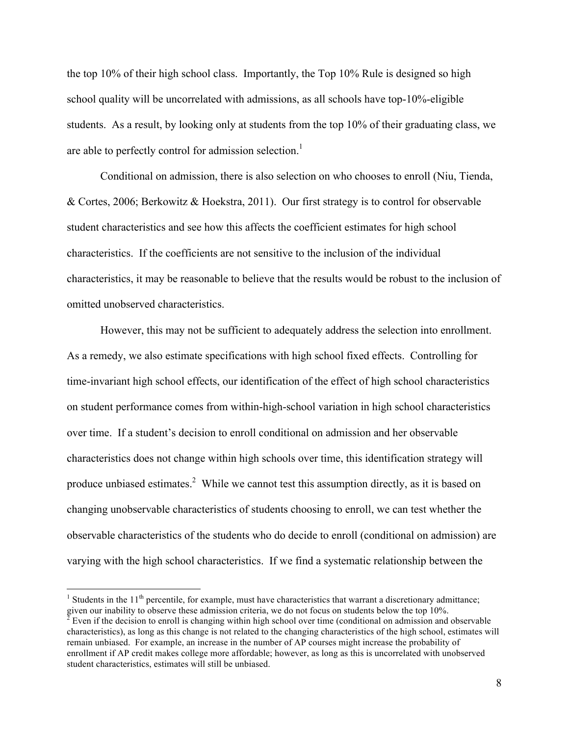the top 10% of their high school class. Importantly, the Top 10% Rule is designed so high school quality will be uncorrelated with admissions, as all schools have top-10%-eligible students. As a result, by looking only at students from the top 10% of their graduating class, we are able to perfectly control for admission selection.[1]

Conditional on admission, there is also selection on who chooses to enroll (Niu, Tienda, & Cortes, 2006; Berkowitz & Hoekstra, 2011). Our first strategy is to control for observable student characteristics and see how this affects the coefficient estimates for high school characteristics. If the coefficients are not sensitive to the inclusion of the individual characteristics, it may be reasonable to believe that the results would be robust to the inclusion of omitted unobserved characteristics.

However, this may not be sufficient to adequately address the selection into enrollment. As a remedy, we also estimate specifications with high school fixed effects. Controlling for time-invariant high school effects, our identification of the effect of high school characteristics on student performance comes from within-high-school variation in high school characteristics over time. If a student's decision to enroll conditional on admission and her observable characteristics does not change within high schools over time, this identification strategy will produce unbiased estimates.[2] While we cannot test this assumption directly, as it is based on changing unobservable characteristics of students choosing to enroll, we can test whether the observable characteristics of the students who do decide to enroll (conditional on admission) are varying with the high school characteristics. If we find a systematic relationship between the

---

[1] Students in the 11th percentile, for example, must have characteristics that warrant a discretionary admittance; given our inability to observe these admission criteria, we do not focus on students below the top 10%.

[2] Even if the decision to enroll is changing within high school over time (conditional on admission and observable characteristics), as long as this change is not related to the changing characteristics of the high school, estimates will remain unbiased. For example, an increase in the number of AP courses might increase the probability of enrollment if AP credit makes college more affordable; however, as long as this is uncorrelated with unobserved student characteristics, estimates will still be unbiased.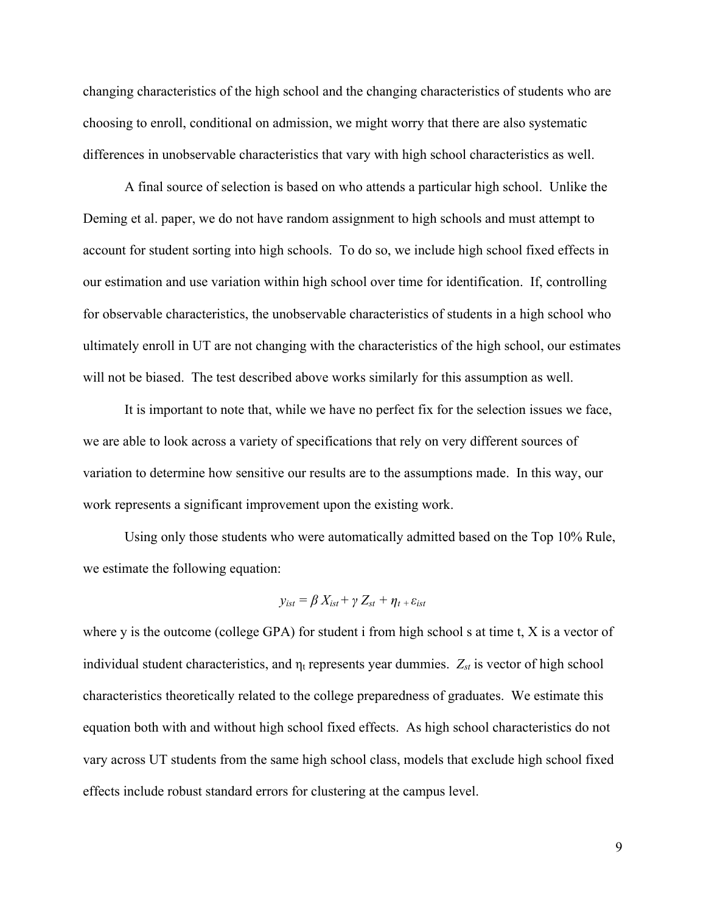changing characteristics of the high school and the changing characteristics of students who are choosing to enroll, conditional on admission, we might worry that there are also systematic differences in unobservable characteristics that vary with high school characteristics as well.

A final source of selection is based on who attends a particular high school. Unlike the Deming et al. paper, we do not have random assignment to high schools and must attempt to account for student sorting into high schools. To do so, we include high school fixed effects in our estimation and use variation within high school over time for identification. If, controlling for observable characteristics, the unobservable characteristics of students in a high school who ultimately enroll in UT are not changing with the characteristics of the high school, our estimates will not be biased. The test described above works similarly for this assumption as well.

It is important to note that, while we have no perfect fix for the selection issues we face, we are able to look across a variety of specifications that rely on very different sources of variation to determine how sensitive our results are to the assumptions made. In this way, our work represents a significant improvement upon the existing work.

Using only those students who were automatically admitted based on the Top 10% Rule, we estimate the following equation:

$$y_{ist} = \beta X_{ist} + \gamma Z_{st} + \eta_t + \varepsilon_{ist}$$

where y is the outcome (college GPA) for student i from high school s at time t, X is a vector of individual student characteristics, and $\eta_t$ represents year dummies. $Z_{st}$ is vector of high school characteristics theoretically related to the college preparedness of graduates. We estimate this equation both with and without high school fixed effects. As high school characteristics do not vary across UT students from the same high school class, models that exclude high school fixed effects include robust standard errors for clustering at the campus level.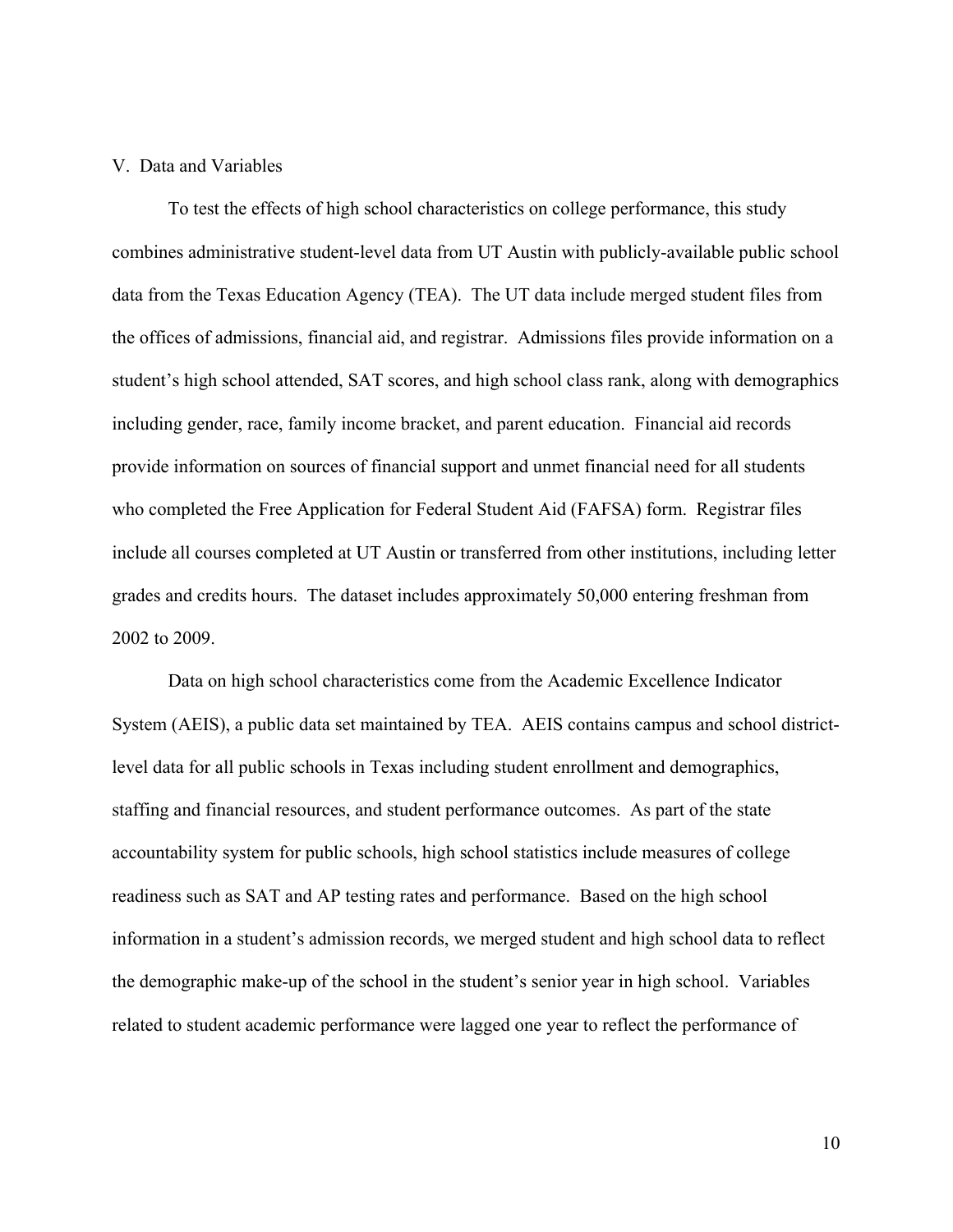## V. Data and Variables

To test the effects of high school characteristics on college performance, this study combines administrative student-level data from UT Austin with publicly-available public school data from the Texas Education Agency (TEA). The UT data include merged student files from the offices of admissions, financial aid, and registrar. Admissions files provide information on a student's high school attended, SAT scores, and high school class rank, along with demographics including gender, race, family income bracket, and parent education. Financial aid records provide information on sources of financial support and unmet financial need for all students who completed the Free Application for Federal Student Aid (FAFSA) form. Registrar files include all courses completed at UT Austin or transferred from other institutions, including letter grades and credits hours. The dataset includes approximately 50,000 entering freshman from 2002 to 2009.

Data on high school characteristics come from the Academic Excellence Indicator System (AEIS), a public data set maintained by TEA. AEIS contains campus and school district-level data for all public schools in Texas including student enrollment and demographics, staffing and financial resources, and student performance outcomes. As part of the state accountability system for public schools, high school statistics include measures of college readiness such as SAT and AP testing rates and performance. Based on the high school information in a student's admission records, we merged student and high school data to reflect the demographic make-up of the school in the student's senior year in high school. Variables related to student academic performance were lagged one year to reflect the performance of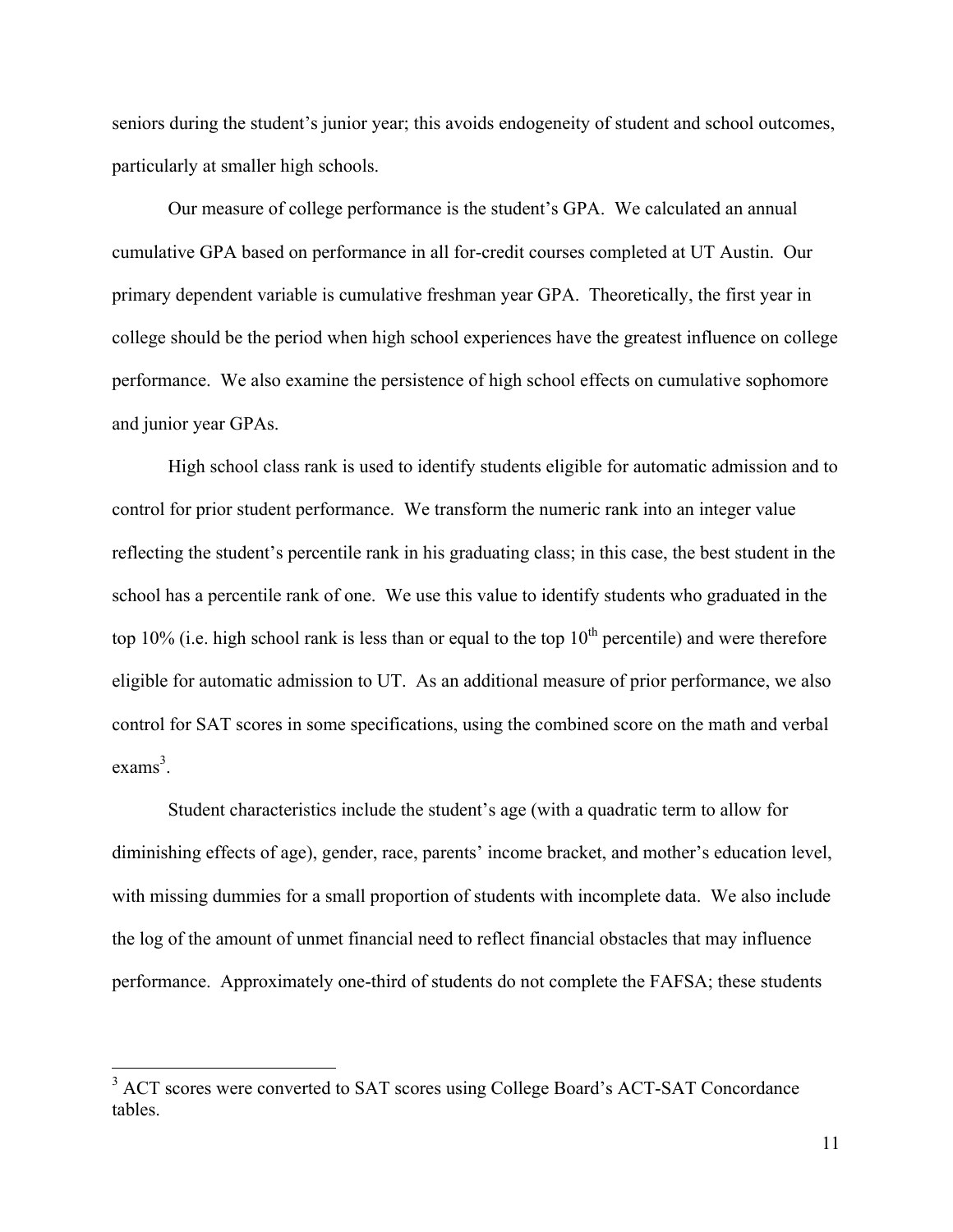seniors during the student's junior year; this avoids endogeneity of student and school outcomes, particularly at smaller high schools.

Our measure of college performance is the student's GPA. We calculated an annual cumulative GPA based on performance in all for-credit courses completed at UT Austin. Our primary dependent variable is cumulative freshman year GPA. Theoretically, the first year in college should be the period when high school experiences have the greatest influence on college performance. We also examine the persistence of high school effects on cumulative sophomore and junior year GPAs.

High school class rank is used to identify students eligible for automatic admission and to control for prior student performance. We transform the numeric rank into an integer value reflecting the student's percentile rank in his graduating class; in this case, the best student in the school has a percentile rank of one. We use this value to identify students who graduated in the top 10% (i.e. high school rank is less than or equal to the top 10th percentile) and were therefore eligible for automatic admission to UT. As an additional measure of prior performance, we also control for SAT scores in some specifications, using the combined score on the math and verbal exams[3].

Student characteristics include the student's age (with a quadratic term to allow for diminishing effects of age), gender, race, parents' income bracket, and mother's education level, with missing dummies for a small proportion of students with incomplete data. We also include the log of the amount of unmet financial need to reflect financial obstacles that may influence performance. Approximately one-third of students do not complete the FAFSA; these students

[3] ACT scores were converted to SAT scores using College Board's ACT-SAT Concordance tables.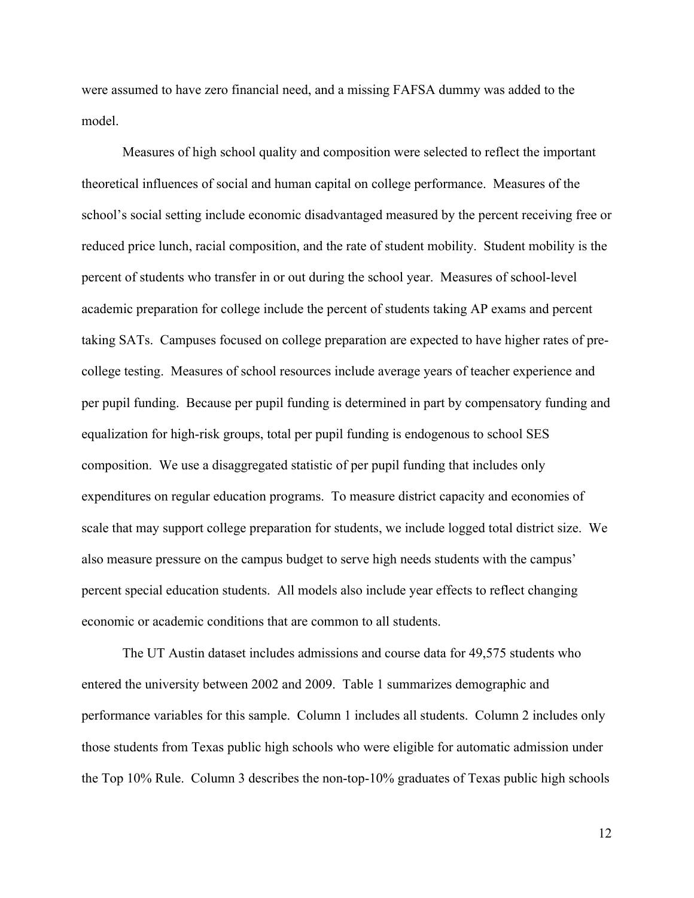were assumed to have zero financial need, and a missing FAFSA dummy was added to the model.

Measures of high school quality and composition were selected to reflect the important theoretical influences of social and human capital on college performance. Measures of the school's social setting include economic disadvantaged measured by the percent receiving free or reduced price lunch, racial composition, and the rate of student mobility. Student mobility is the percent of students who transfer in or out during the school year. Measures of school-level academic preparation for college include the percent of students taking AP exams and percent taking SATs. Campuses focused on college preparation are expected to have higher rates of pre-college testing. Measures of school resources include average years of teacher experience and per pupil funding. Because per pupil funding is determined in part by compensatory funding and equalization for high-risk groups, total per pupil funding is endogenous to school SES composition. We use a disaggregated statistic of per pupil funding that includes only expenditures on regular education programs. To measure district capacity and economies of scale that may support college preparation for students, we include logged total district size. We also measure pressure on the campus budget to serve high needs students with the campus' percent special education students. All models also include year effects to reflect changing economic or academic conditions that are common to all students.

The UT Austin dataset includes admissions and course data for 49,575 students who entered the university between 2002 and 2009. Table 1 summarizes demographic and performance variables for this sample. Column 1 includes all students. Column 2 includes only those students from Texas public high schools who were eligible for automatic admission under the Top 10% Rule. Column 3 describes the non-top-10% graduates of Texas public high schools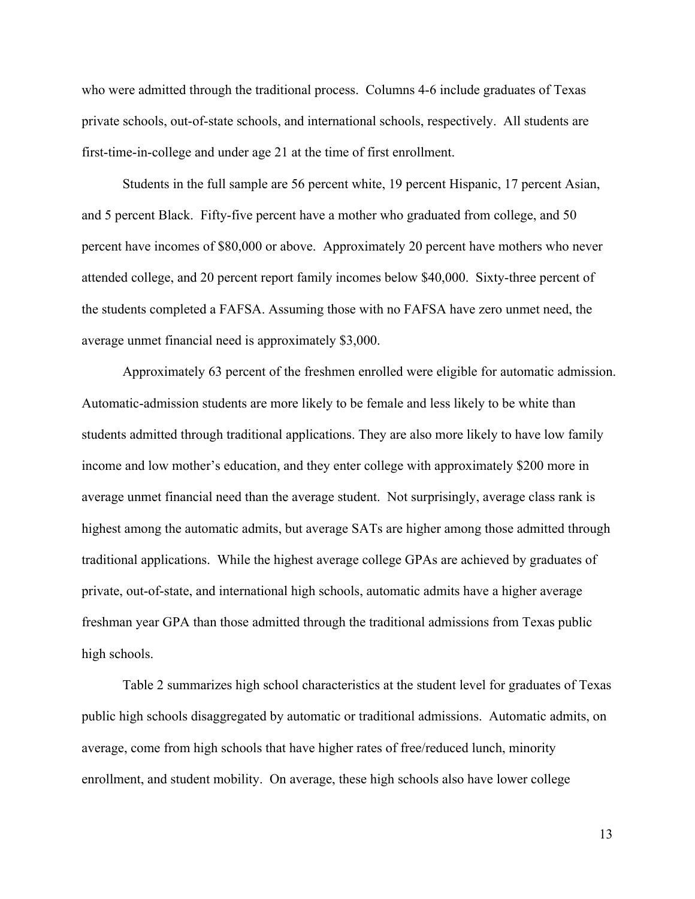who were admitted through the traditional process. Columns 4-6 include graduates of Texas private schools, out-of-state schools, and international schools, respectively. All students are first-time-in-college and under age 21 at the time of first enrollment.

Students in the full sample are 56 percent white, 19 percent Hispanic, 17 percent Asian, and 5 percent Black. Fifty-five percent have a mother who graduated from college, and 50 percent have incomes of $80,000 or above. Approximately 20 percent have mothers who never attended college, and 20 percent report family incomes below $40,000. Sixty-three percent of the students completed a FAFSA. Assuming those with no FAFSA have zero unmet need, the average unmet financial need is approximately $3,000.

Approximately 63 percent of the freshmen enrolled were eligible for automatic admission. Automatic-admission students are more likely to be female and less likely to be white than students admitted through traditional applications. They are also more likely to have low family income and low mother's education, and they enter college with approximately $200 more in average unmet financial need than the average student. Not surprisingly, average class rank is highest among the automatic admits, but average SATs are higher among those admitted through traditional applications. While the highest average college GPAs are achieved by graduates of private, out-of-state, and international high schools, automatic admits have a higher average freshman year GPA than those admitted through the traditional admissions from Texas public high schools.

Table 2 summarizes high school characteristics at the student level for graduates of Texas public high schools disaggregated by automatic or traditional admissions. Automatic admits, on average, come from high schools that have higher rates of free/reduced lunch, minority enrollment, and student mobility. On average, these high schools also have lower college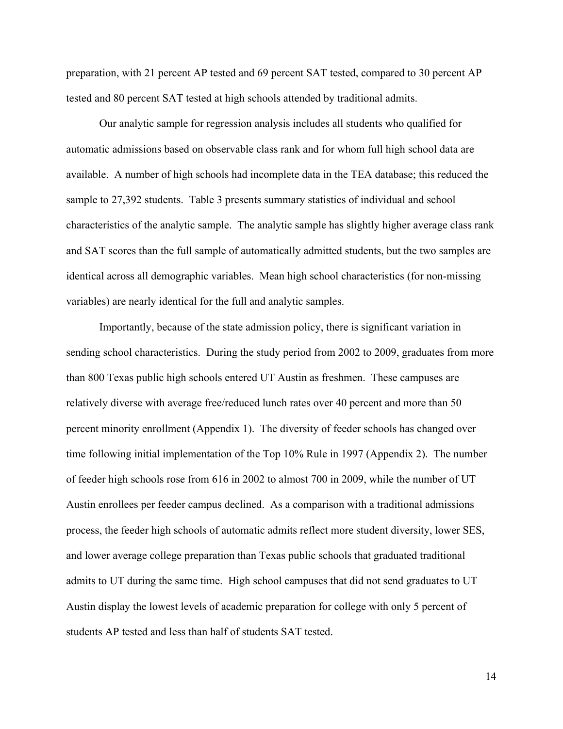preparation, with 21 percent AP tested and 69 percent SAT tested, compared to 30 percent AP tested and 80 percent SAT tested at high schools attended by traditional admits.

Our analytic sample for regression analysis includes all students who qualified for automatic admissions based on observable class rank and for whom full high school data are available. A number of high schools had incomplete data in the TEA database; this reduced the sample to 27,392 students. Table 3 presents summary statistics of individual and school characteristics of the analytic sample. The analytic sample has slightly higher average class rank and SAT scores than the full sample of automatically admitted students, but the two samples are identical across all demographic variables. Mean high school characteristics (for non-missing variables) are nearly identical for the full and analytic samples.

Importantly, because of the state admission policy, there is significant variation in sending school characteristics. During the study period from 2002 to 2009, graduates from more than 800 Texas public high schools entered UT Austin as freshmen. These campuses are relatively diverse with average free/reduced lunch rates over 40 percent and more than 50 percent minority enrollment (Appendix 1). The diversity of feeder schools has changed over time following initial implementation of the Top 10% Rule in 1997 (Appendix 2). The number of feeder high schools rose from 616 in 2002 to almost 700 in 2009, while the number of UT Austin enrollees per feeder campus declined. As a comparison with a traditional admissions process, the feeder high schools of automatic admits reflect more student diversity, lower SES, and lower average college preparation than Texas public schools that graduated traditional admits to UT during the same time. High school campuses that did not send graduates to UT Austin display the lowest levels of academic preparation for college with only 5 percent of students AP tested and less than half of students SAT tested.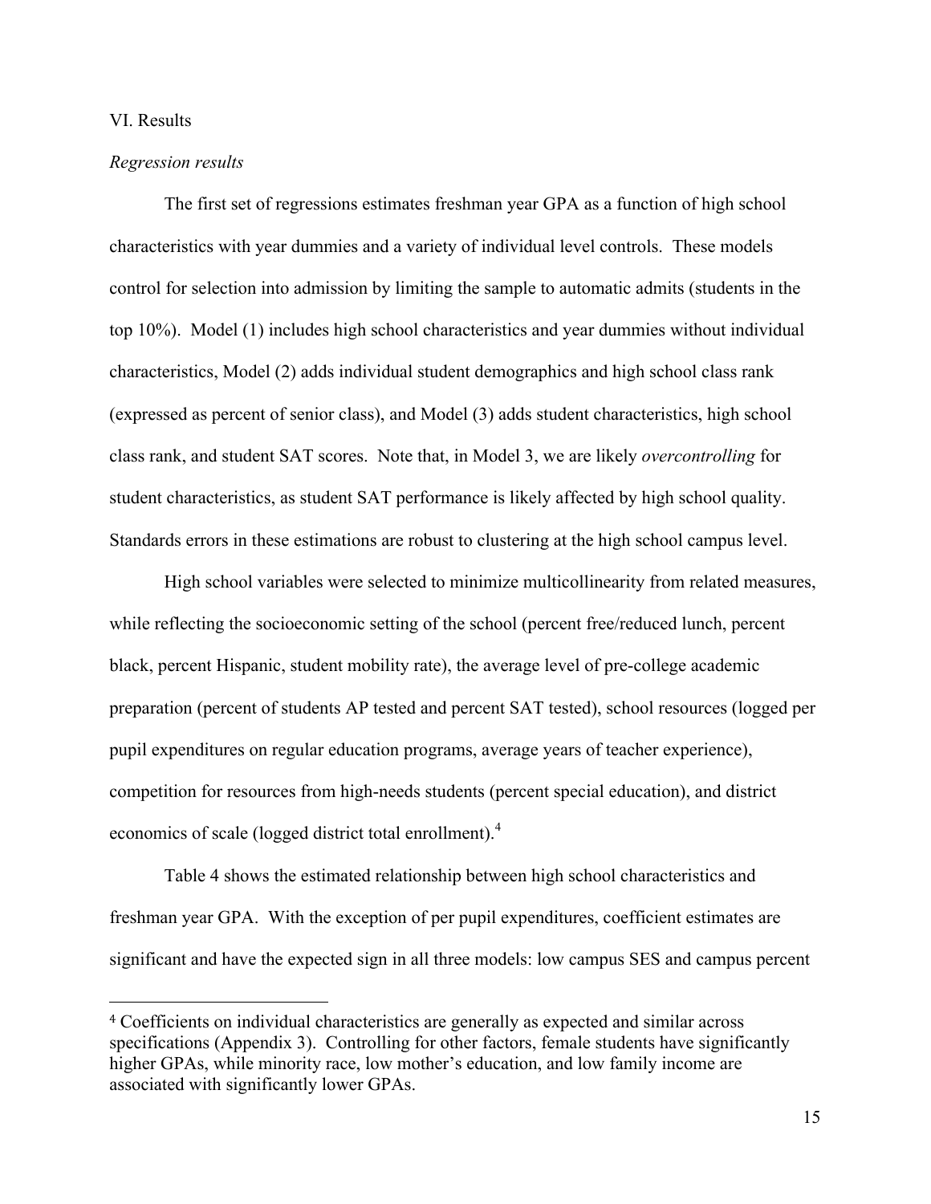## VI. Results

### *Regression results*

The first set of regressions estimates freshman year GPA as a function of high school characteristics with year dummies and a variety of individual level controls. These models control for selection into admission by limiting the sample to automatic admits (students in the top 10%). Model (1) includes high school characteristics and year dummies without individual characteristics, Model (2) adds individual student demographics and high school class rank (expressed as percent of senior class), and Model (3) adds student characteristics, high school class rank, and student SAT scores. Note that, in Model 3, we are likely *overcontrolling* for student characteristics, as student SAT performance is likely affected by high school quality. Standards errors in these estimations are robust to clustering at the high school campus level.

High school variables were selected to minimize multicollinearity from related measures, while reflecting the socioeconomic setting of the school (percent free/reduced lunch, percent black, percent Hispanic, student mobility rate), the average level of pre-college academic preparation (percent of students AP tested and percent SAT tested), school resources (logged per pupil expenditures on regular education programs, average years of teacher experience), competition for resources from high-needs students (percent special education), and district economics of scale (logged district total enrollment).[4]

Table 4 shows the estimated relationship between high school characteristics and freshman year GPA. With the exception of per pupil expenditures, coefficient estimates are significant and have the expected sign in all three models: low campus SES and campus percent

[4] Coefficients on individual characteristics are generally as expected and similar across specifications (Appendix 3). Controlling for other factors, female students have significantly higher GPAs, while minority race, low mother's education, and low family income are associated with significantly lower GPAs.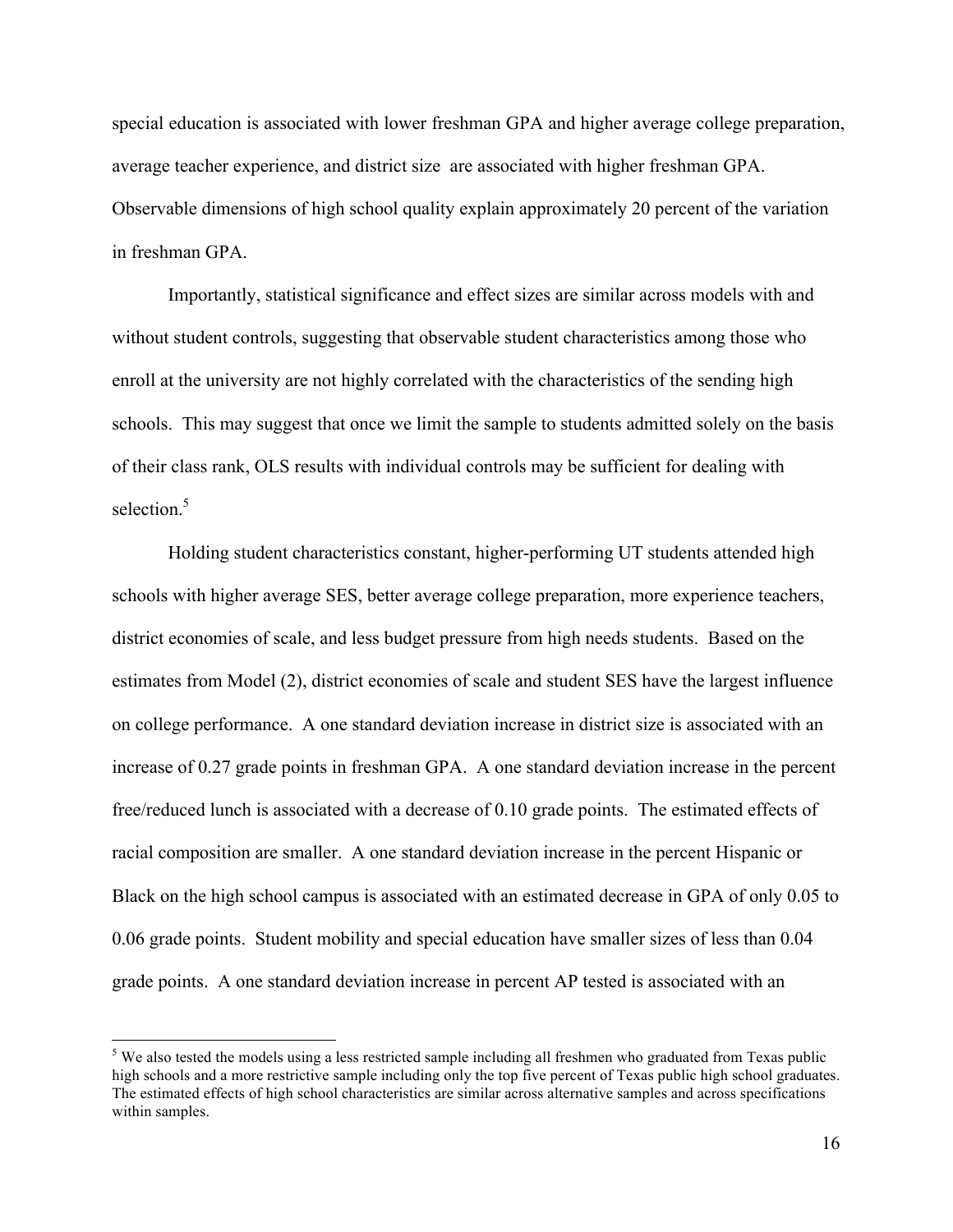special education is associated with lower freshman GPA and higher average college preparation, average teacher experience, and district size  are associated with higher freshman GPA. Observable dimensions of high school quality explain approximately 20 percent of the variation in freshman GPA.

Importantly, statistical significance and effect sizes are similar across models with and without student controls, suggesting that observable student characteristics among those who enroll at the university are not highly correlated with the characteristics of the sending high schools.  This may suggest that once we limit the sample to students admitted solely on the basis of their class rank, OLS results with individual controls may be sufficient for dealing with selection.[5]

Holding student characteristics constant, higher-performing UT students attended high schools with higher average SES, better average college preparation, more experience teachers, district economies of scale, and less budget pressure from high needs students.  Based on the estimates from Model (2), district economies of scale and student SES have the largest influence on college performance.  A one standard deviation increase in district size is associated with an increase of 0.27 grade points in freshman GPA.  A one standard deviation increase in the percent free/reduced lunch is associated with a decrease of 0.10 grade points.  The estimated effects of racial composition are smaller.  A one standard deviation increase in the percent Hispanic or Black on the high school campus is associated with an estimated decrease in GPA of only 0.05 to 0.06 grade points.  Student mobility and special education have smaller sizes of less than 0.04 grade points.  A one standard deviation increase in percent AP tested is associated with an

---

[5] We also tested the models using a less restricted sample including all freshmen who graduated from Texas public high schools and a more restrictive sample including only the top five percent of Texas public high school graduates. The estimated effects of high school characteristics are similar across alternative samples and across specifications within samples.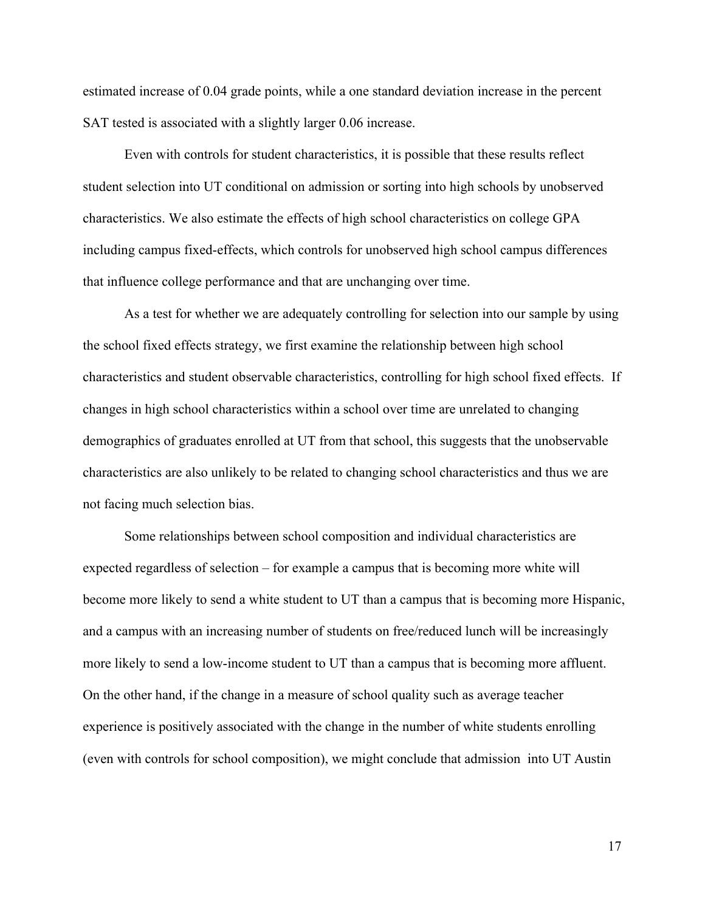estimated increase of 0.04 grade points, while a one standard deviation increase in the percent SAT tested is associated with a slightly larger 0.06 increase.

Even with controls for student characteristics, it is possible that these results reflect student selection into UT conditional on admission or sorting into high schools by unobserved characteristics. We also estimate the effects of high school characteristics on college GPA including campus fixed-effects, which controls for unobserved high school campus differences that influence college performance and that are unchanging over time.

As a test for whether we are adequately controlling for selection into our sample by using the school fixed effects strategy, we first examine the relationship between high school characteristics and student observable characteristics, controlling for high school fixed effects. If changes in high school characteristics within a school over time are unrelated to changing demographics of graduates enrolled at UT from that school, this suggests that the unobservable characteristics are also unlikely to be related to changing school characteristics and thus we are not facing much selection bias.

Some relationships between school composition and individual characteristics are expected regardless of selection – for example a campus that is becoming more white will become more likely to send a white student to UT than a campus that is becoming more Hispanic, and a campus with an increasing number of students on free/reduced lunch will be increasingly more likely to send a low-income student to UT than a campus that is becoming more affluent. On the other hand, if the change in a measure of school quality such as average teacher experience is positively associated with the change in the number of white students enrolling (even with controls for school composition), we might conclude that admission into UT Austin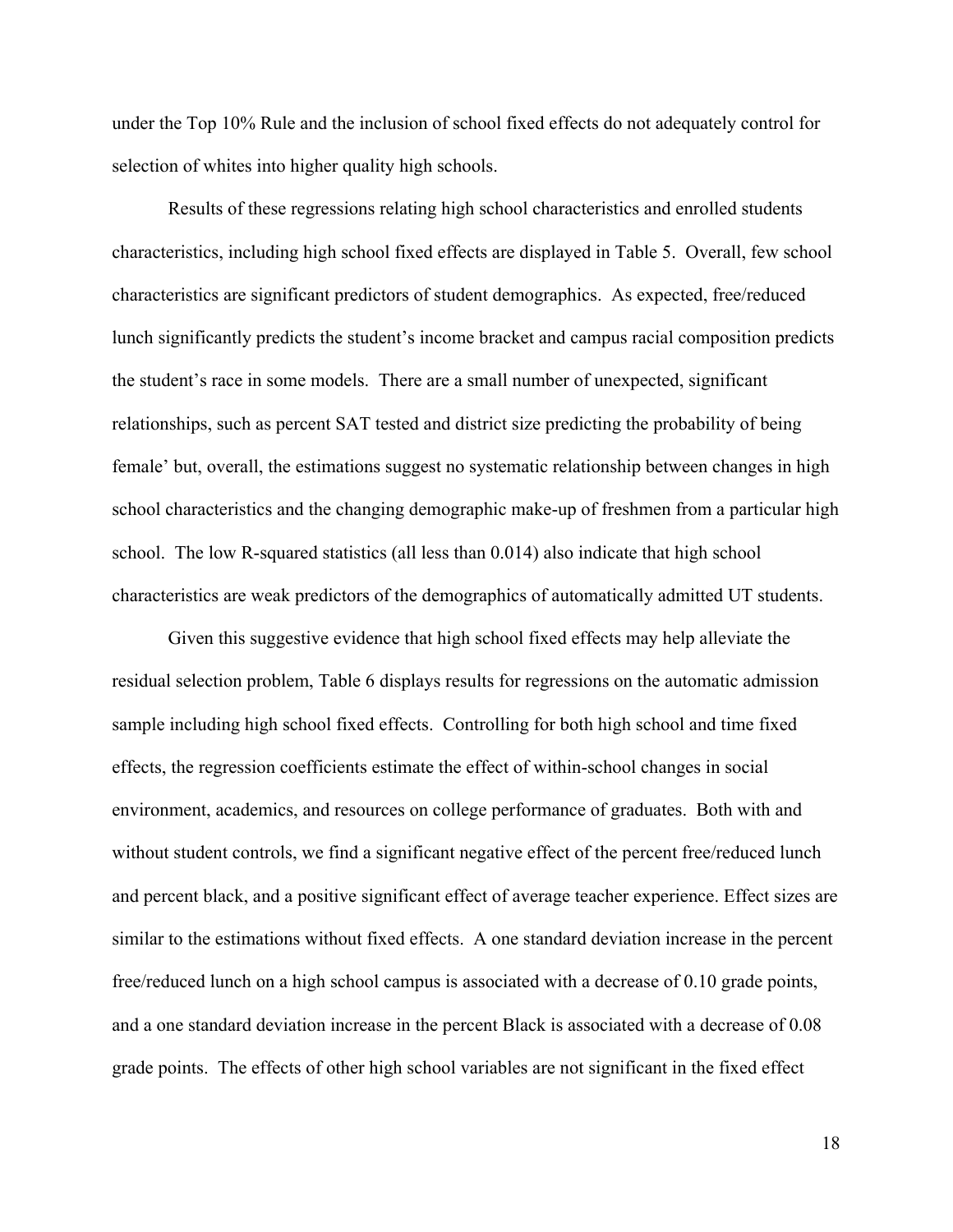under the Top 10% Rule and the inclusion of school fixed effects do not adequately control for selection of whites into higher quality high schools.

Results of these regressions relating high school characteristics and enrolled students characteristics, including high school fixed effects are displayed in Table 5. Overall, few school characteristics are significant predictors of student demographics. As expected, free/reduced lunch significantly predicts the student's income bracket and campus racial composition predicts the student's race in some models. There are a small number of unexpected, significant relationships, such as percent SAT tested and district size predicting the probability of being female' but, overall, the estimations suggest no systematic relationship between changes in high school characteristics and the changing demographic make-up of freshmen from a particular high school. The low R-squared statistics (all less than 0.014) also indicate that high school characteristics are weak predictors of the demographics of automatically admitted UT students.

Given this suggestive evidence that high school fixed effects may help alleviate the residual selection problem, Table 6 displays results for regressions on the automatic admission sample including high school fixed effects. Controlling for both high school and time fixed effects, the regression coefficients estimate the effect of within-school changes in social environment, academics, and resources on college performance of graduates. Both with and without student controls, we find a significant negative effect of the percent free/reduced lunch and percent black, and a positive significant effect of average teacher experience. Effect sizes are similar to the estimations without fixed effects. A one standard deviation increase in the percent free/reduced lunch on a high school campus is associated with a decrease of 0.10 grade points, and a one standard deviation increase in the percent Black is associated with a decrease of 0.08 grade points. The effects of other high school variables are not significant in the fixed effect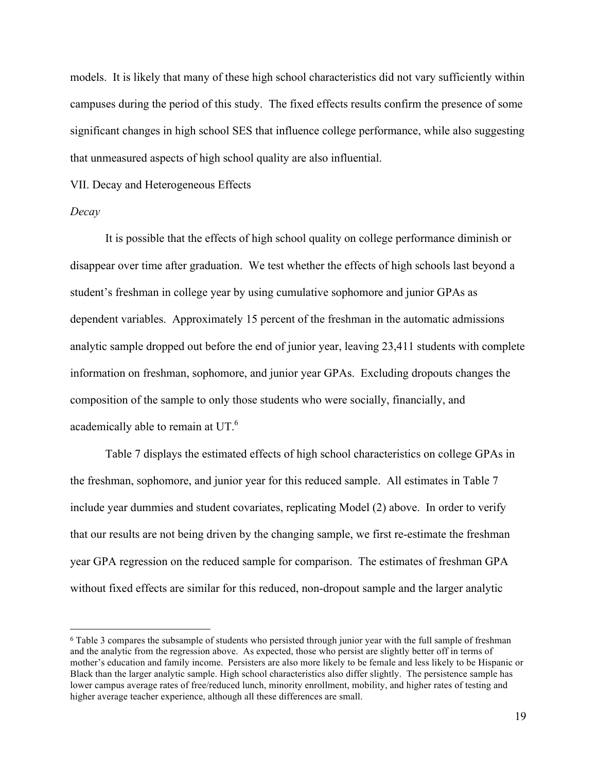models. It is likely that many of these high school characteristics did not vary sufficiently within campuses during the period of this study. The fixed effects results confirm the presence of some significant changes in high school SES that influence college performance, while also suggesting that unmeasured aspects of high school quality are also influential.

## VII. Decay and Heterogeneous Effects

### *Decay*

It is possible that the effects of high school quality on college performance diminish or disappear over time after graduation. We test whether the effects of high schools last beyond a student's freshman in college year by using cumulative sophomore and junior GPAs as dependent variables. Approximately 15 percent of the freshman in the automatic admissions analytic sample dropped out before the end of junior year, leaving 23,411 students with complete information on freshman, sophomore, and junior year GPAs. Excluding dropouts changes the composition of the sample to only those students who were socially, financially, and academically able to remain at UT.[6]

Table 7 displays the estimated effects of high school characteristics on college GPAs in the freshman, sophomore, and junior year for this reduced sample. All estimates in Table 7 include year dummies and student covariates, replicating Model (2) above. In order to verify that our results are not being driven by the changing sample, we first re-estimate the freshman year GPA regression on the reduced sample for comparison. The estimates of freshman GPA without fixed effects are similar for this reduced, non-dropout sample and the larger analytic

[6] Table 3 compares the subsample of students who persisted through junior year with the full sample of freshman and the analytic from the regression above. As expected, those who persist are slightly better off in terms of mother's education and family income. Persisters are also more likely to be female and less likely to be Hispanic or Black than the larger analytic sample. High school characteristics also differ slightly. The persistence sample has lower campus average rates of free/reduced lunch, minority enrollment, mobility, and higher rates of testing and higher average teacher experience, although all these differences are small.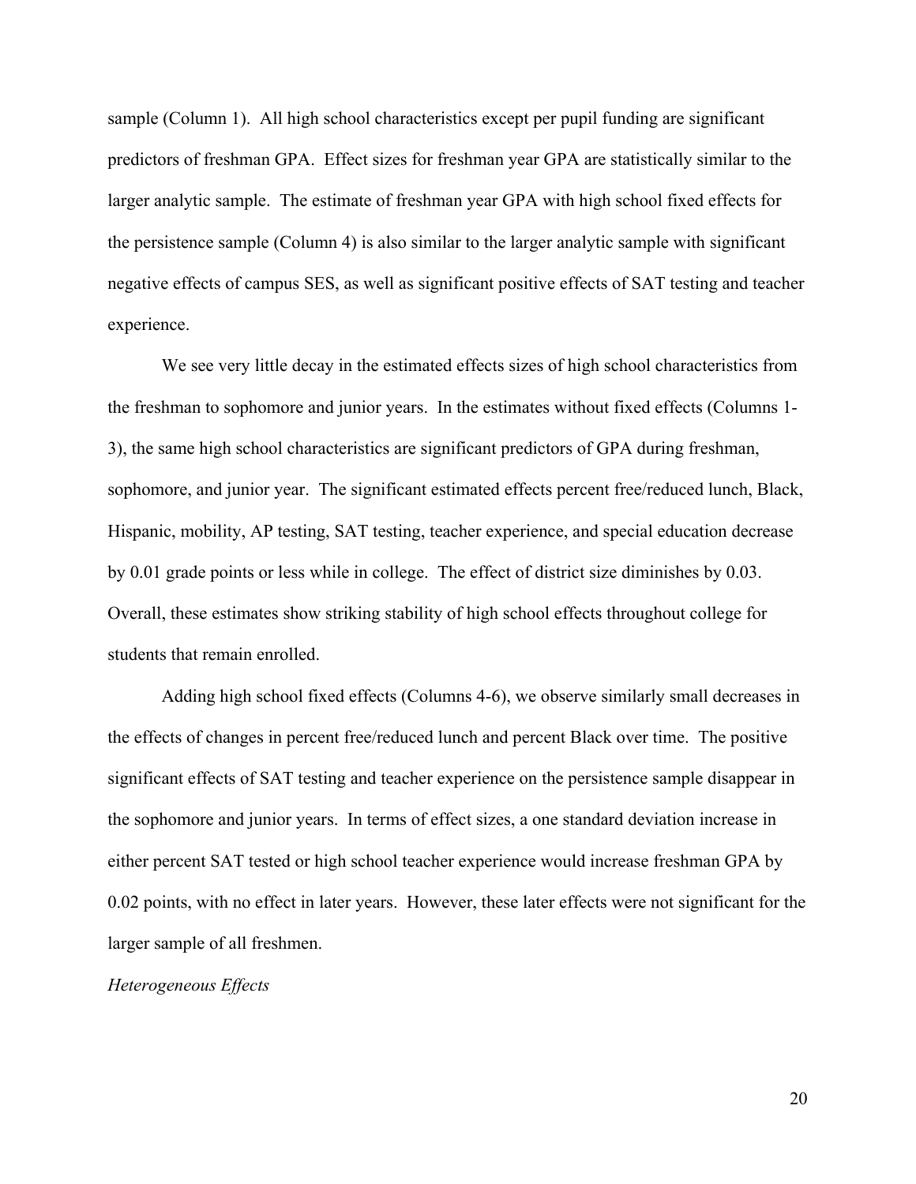sample (Column 1). All high school characteristics except per pupil funding are significant predictors of freshman GPA. Effect sizes for freshman year GPA are statistically similar to the larger analytic sample. The estimate of freshman year GPA with high school fixed effects for the persistence sample (Column 4) is also similar to the larger analytic sample with significant negative effects of campus SES, as well as significant positive effects of SAT testing and teacher experience.

We see very little decay in the estimated effects sizes of high school characteristics from the freshman to sophomore and junior years. In the estimates without fixed effects (Columns 1-3), the same high school characteristics are significant predictors of GPA during freshman, sophomore, and junior year. The significant estimated effects percent free/reduced lunch, Black, Hispanic, mobility, AP testing, SAT testing, teacher experience, and special education decrease by 0.01 grade points or less while in college. The effect of district size diminishes by 0.03. Overall, these estimates show striking stability of high school effects throughout college for students that remain enrolled.

Adding high school fixed effects (Columns 4-6), we observe similarly small decreases in the effects of changes in percent free/reduced lunch and percent Black over time. The positive significant effects of SAT testing and teacher experience on the persistence sample disappear in the sophomore and junior years. In terms of effect sizes, a one standard deviation increase in either percent SAT tested or high school teacher experience would increase freshman GPA by 0.02 points, with no effect in later years. However, these later effects were not significant for the larger sample of all freshmen.

*Heterogeneous Effects*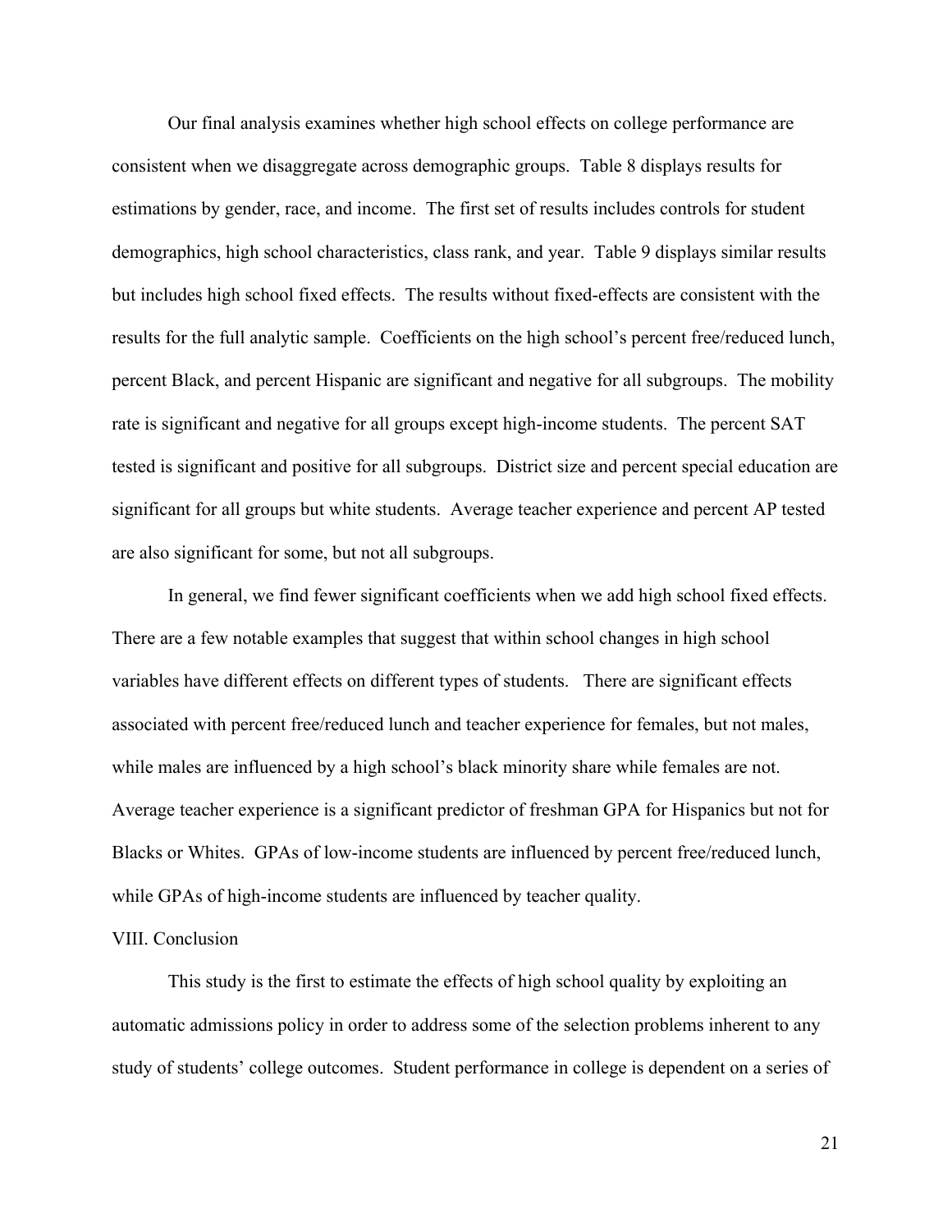Our final analysis examines whether high school effects on college performance are consistent when we disaggregate across demographic groups. Table 8 displays results for estimations by gender, race, and income. The first set of results includes controls for student demographics, high school characteristics, class rank, and year. Table 9 displays similar results but includes high school fixed effects. The results without fixed-effects are consistent with the results for the full analytic sample. Coefficients on the high school's percent free/reduced lunch, percent Black, and percent Hispanic are significant and negative for all subgroups. The mobility rate is significant and negative for all groups except high-income students. The percent SAT tested is significant and positive for all subgroups. District size and percent special education are significant for all groups but white students. Average teacher experience and percent AP tested are also significant for some, but not all subgroups.

In general, we find fewer significant coefficients when we add high school fixed effects. There are a few notable examples that suggest that within school changes in high school variables have different effects on different types of students. There are significant effects associated with percent free/reduced lunch and teacher experience for females, but not males, while males are influenced by a high school's black minority share while females are not. Average teacher experience is a significant predictor of freshman GPA for Hispanics but not for Blacks or Whites. GPAs of low-income students are influenced by percent free/reduced lunch, while GPAs of high-income students are influenced by teacher quality.

## VIII. Conclusion

This study is the first to estimate the effects of high school quality by exploiting an automatic admissions policy in order to address some of the selection problems inherent to any study of students' college outcomes. Student performance in college is dependent on a series of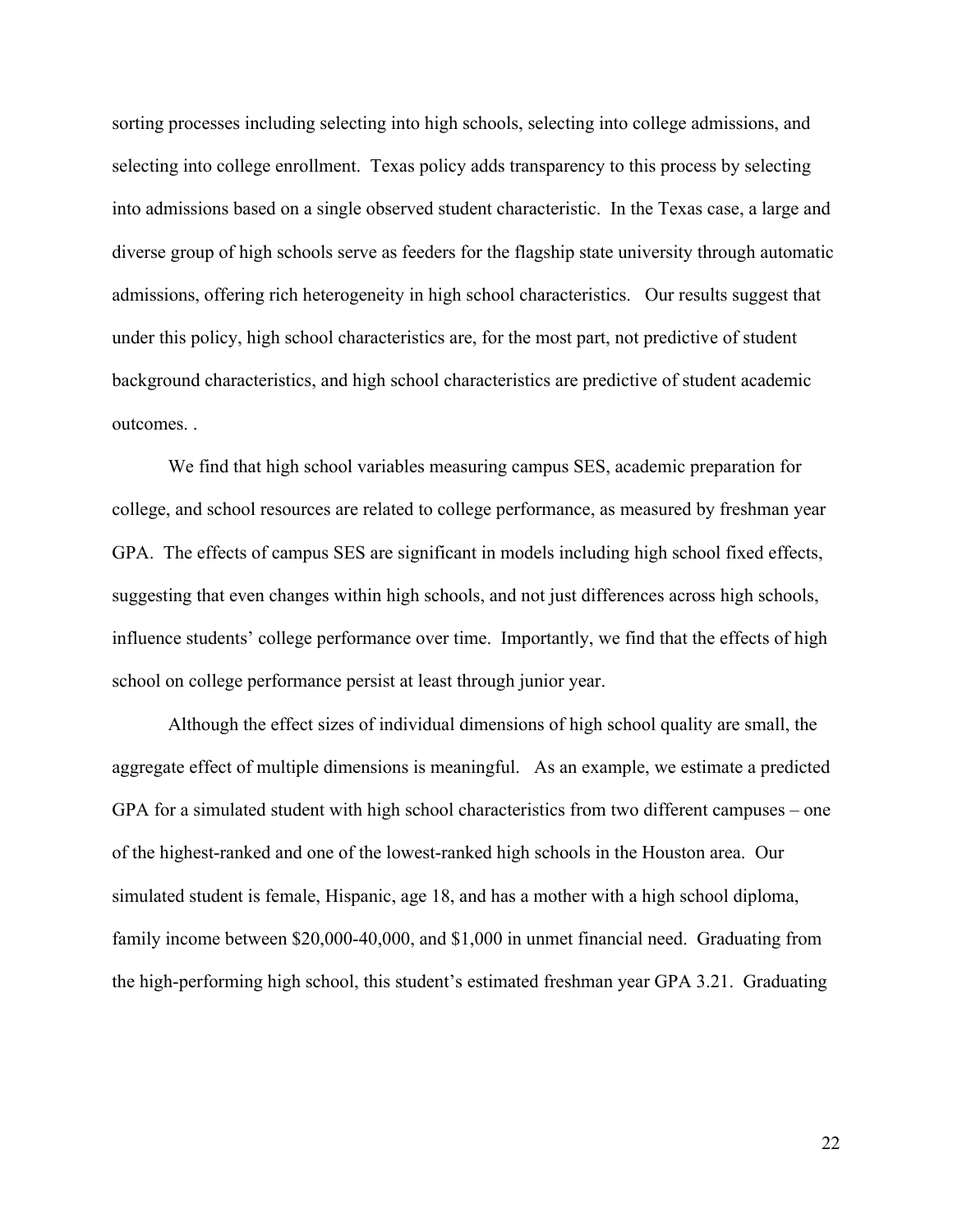sorting processes including selecting into high schools, selecting into college admissions, and selecting into college enrollment. Texas policy adds transparency to this process by selecting into admissions based on a single observed student characteristic. In the Texas case, a large and diverse group of high schools serve as feeders for the flagship state university through automatic admissions, offering rich heterogeneity in high school characteristics. Our results suggest that under this policy, high school characteristics are, for the most part, not predictive of student background characteristics, and high school characteristics are predictive of student academic outcomes. .

We find that high school variables measuring campus SES, academic preparation for college, and school resources are related to college performance, as measured by freshman year GPA. The effects of campus SES are significant in models including high school fixed effects, suggesting that even changes within high schools, and not just differences across high schools, influence students' college performance over time. Importantly, we find that the effects of high school on college performance persist at least through junior year.

Although the effect sizes of individual dimensions of high school quality are small, the aggregate effect of multiple dimensions is meaningful. As an example, we estimate a predicted GPA for a simulated student with high school characteristics from two different campuses – one of the highest-ranked and one of the lowest-ranked high schools in the Houston area. Our simulated student is female, Hispanic, age 18, and has a mother with a high school diploma, family income between $20,000-40,000, and $1,000 in unmet financial need. Graduating from the high-performing high school, this student's estimated freshman year GPA 3.21. Graduating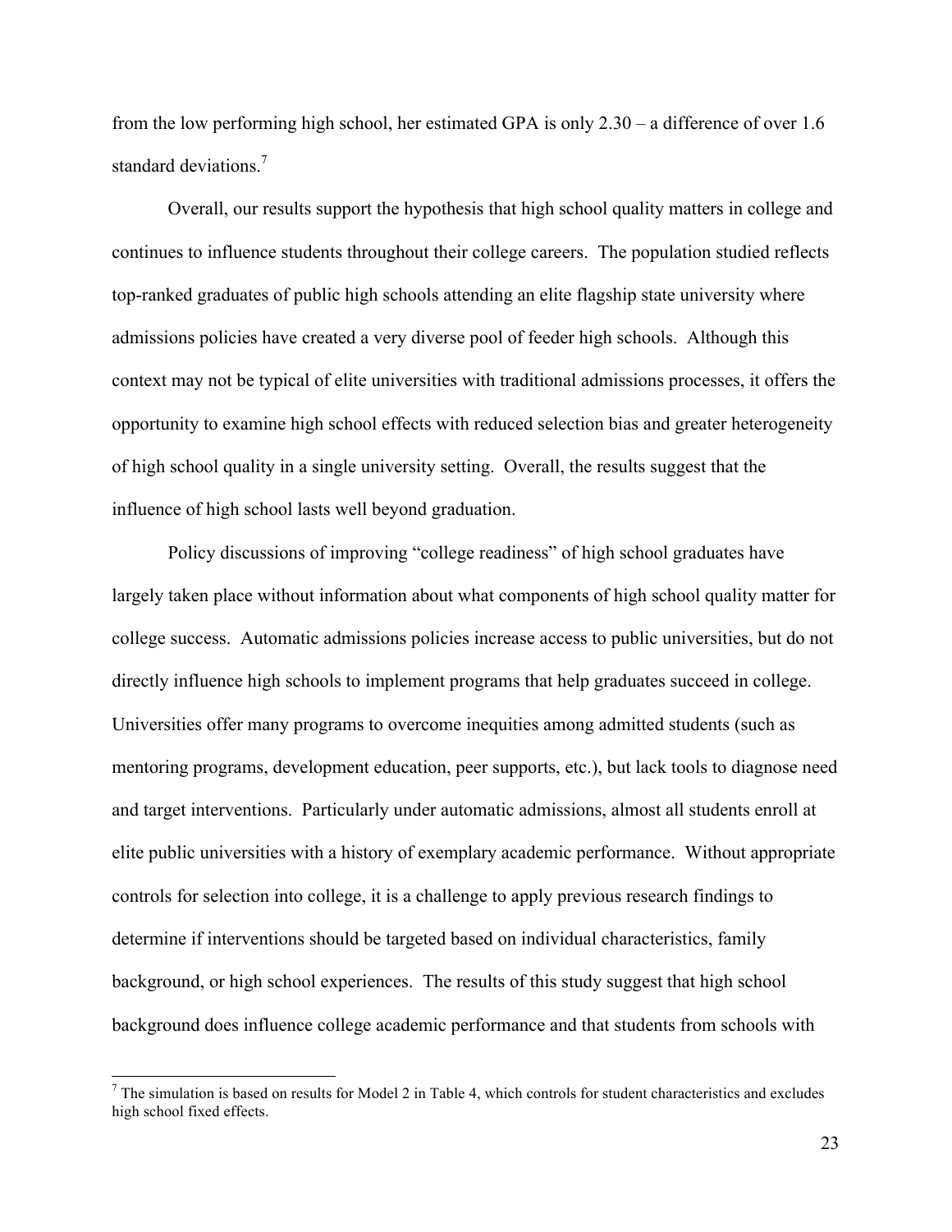from the low performing high school, her estimated GPA is only 2.30 – a difference of over 1.6 standard deviations.[7]

Overall, our results support the hypothesis that high school quality matters in college and continues to influence students throughout their college careers. The population studied reflects top-ranked graduates of public high schools attending an elite flagship state university where admissions policies have created a very diverse pool of feeder high schools. Although this context may not be typical of elite universities with traditional admissions processes, it offers the opportunity to examine high school effects with reduced selection bias and greater heterogeneity of high school quality in a single university setting. Overall, the results suggest that the influence of high school lasts well beyond graduation.

Policy discussions of improving "college readiness" of high school graduates have largely taken place without information about what components of high school quality matter for college success. Automatic admissions policies increase access to public universities, but do not directly influence high schools to implement programs that help graduates succeed in college. Universities offer many programs to overcome inequities among admitted students (such as mentoring programs, development education, peer supports, etc.), but lack tools to diagnose need and target interventions. Particularly under automatic admissions, almost all students enroll at elite public universities with a history of exemplary academic performance. Without appropriate controls for selection into college, it is a challenge to apply previous research findings to determine if interventions should be targeted based on individual characteristics, family background, or high school experiences. The results of this study suggest that high school background does influence college academic performance and that students from schools with

---

[7] The simulation is based on results for Model 2 in Table 4, which controls for student characteristics and excludes high school fixed effects.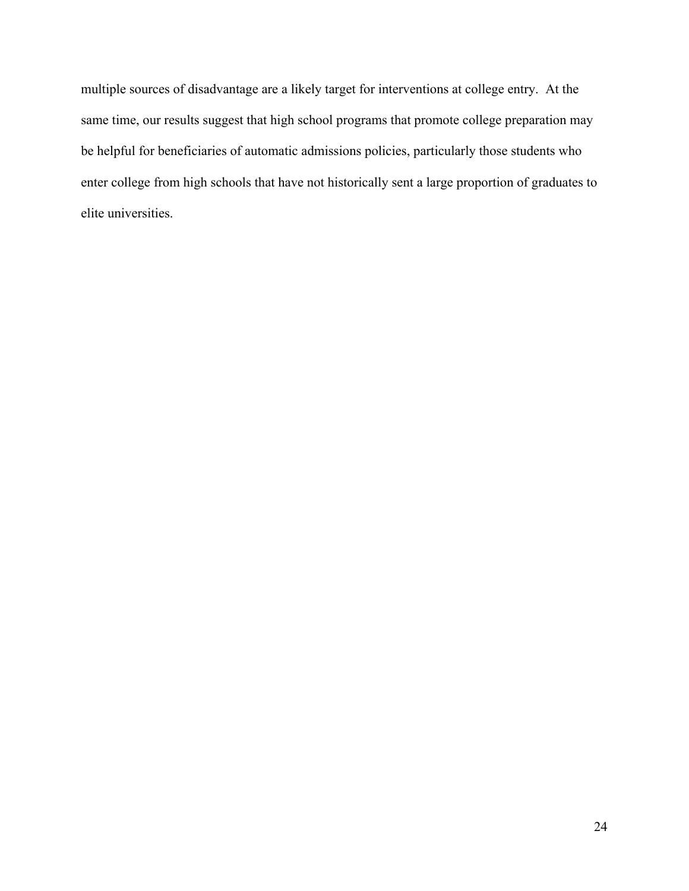multiple sources of disadvantage are a likely target for interventions at college entry. At the same time, our results suggest that high school programs that promote college preparation may be helpful for beneficiaries of automatic admissions policies, particularly those students who enter college from high schools that have not historically sent a large proportion of graduates to elite universities.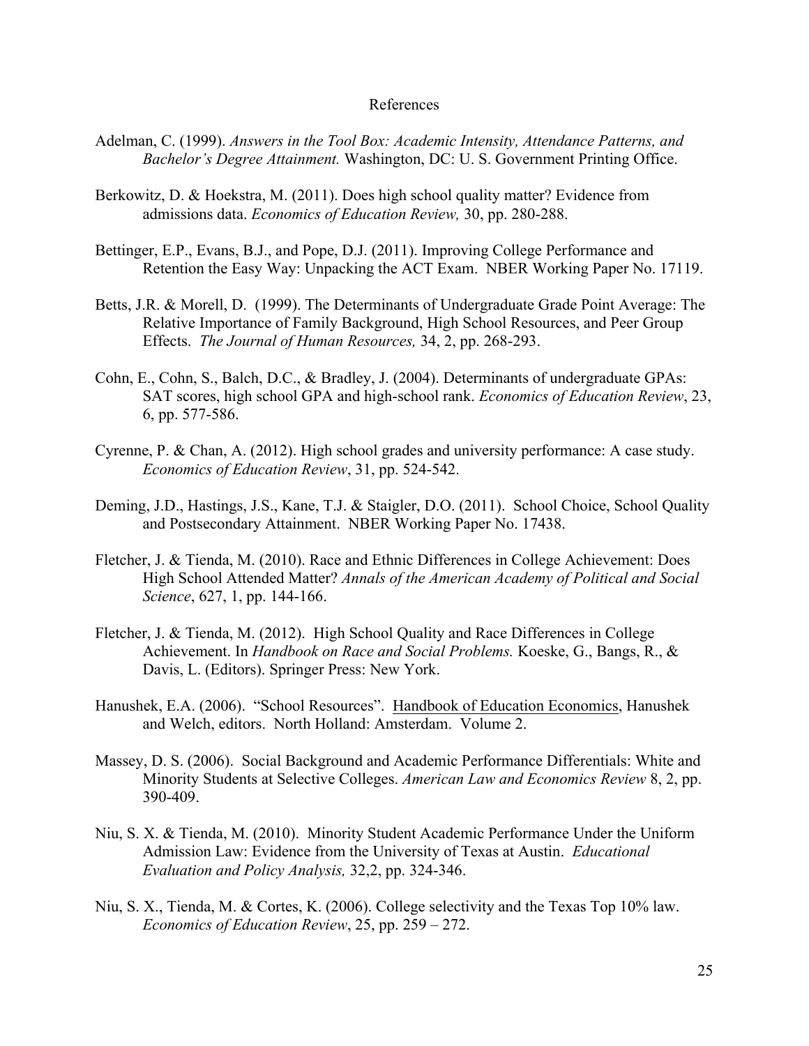# References

Adelman, C. (1999). *Answers in the Tool Box: Academic Intensity, Attendance Patterns, and Bachelor's Degree Attainment.* Washington, DC: U. S. Government Printing Office.

Berkowitz, D. & Hoekstra, M. (2011). Does high school quality matter? Evidence from admissions data. *Economics of Education Review,* 30, pp. 280-288.

Bettinger, E.P., Evans, B.J., and Pope, D.J. (2011). Improving College Performance and Retention the Easy Way: Unpacking the ACT Exam. NBER Working Paper No. 17119.

Betts, J.R. & Morell, D. (1999). The Determinants of Undergraduate Grade Point Average: The Relative Importance of Family Background, High School Resources, and Peer Group Effects. *The Journal of Human Resources,* 34, 2, pp. 268-293.

Cohn, E., Cohn, S., Balch, D.C., & Bradley, J. (2004). Determinants of undergraduate GPAs: SAT scores, high school GPA and high-school rank. *Economics of Education Review*, 23, 6, pp. 577-586.

Cyrenne, P. & Chan, A. (2012). High school grades and university performance: A case study. *Economics of Education Review*, 31, pp. 524-542.

Deming, J.D., Hastings, J.S., Kane, T.J. & Staigler, D.O. (2011). School Choice, School Quality and Postsecondary Attainment. NBER Working Paper No. 17438.

Fletcher, J. & Tienda, M. (2010). Race and Ethnic Differences in College Achievement: Does High School Attended Matter? *Annals of the American Academy of Political and Social Science*, 627, 1, pp. 144-166.

Fletcher, J. & Tienda, M. (2012). High School Quality and Race Differences in College Achievement. In *Handbook on Race and Social Problems.* Koeske, G., Bangs, R., & Davis, L. (Editors). Springer Press: New York.

Hanushek, E.A. (2006). "School Resources". Handbook of Education Economics, Hanushek and Welch, editors. North Holland: Amsterdam. Volume 2.

Massey, D. S. (2006). Social Background and Academic Performance Differentials: White and Minority Students at Selective Colleges. *American Law and Economics Review* 8, 2, pp. 390-409.

Niu, S. X. & Tienda, M. (2010). Minority Student Academic Performance Under the Uniform Admission Law: Evidence from the University of Texas at Austin. *Educational Evaluation and Policy Analysis,* 32,2, pp. 324-346.

Niu, S. X., Tienda, M. & Cortes, K. (2006). College selectivity and the Texas Top 10% law. *Economics of Education Review*, 25, pp. 259 – 272.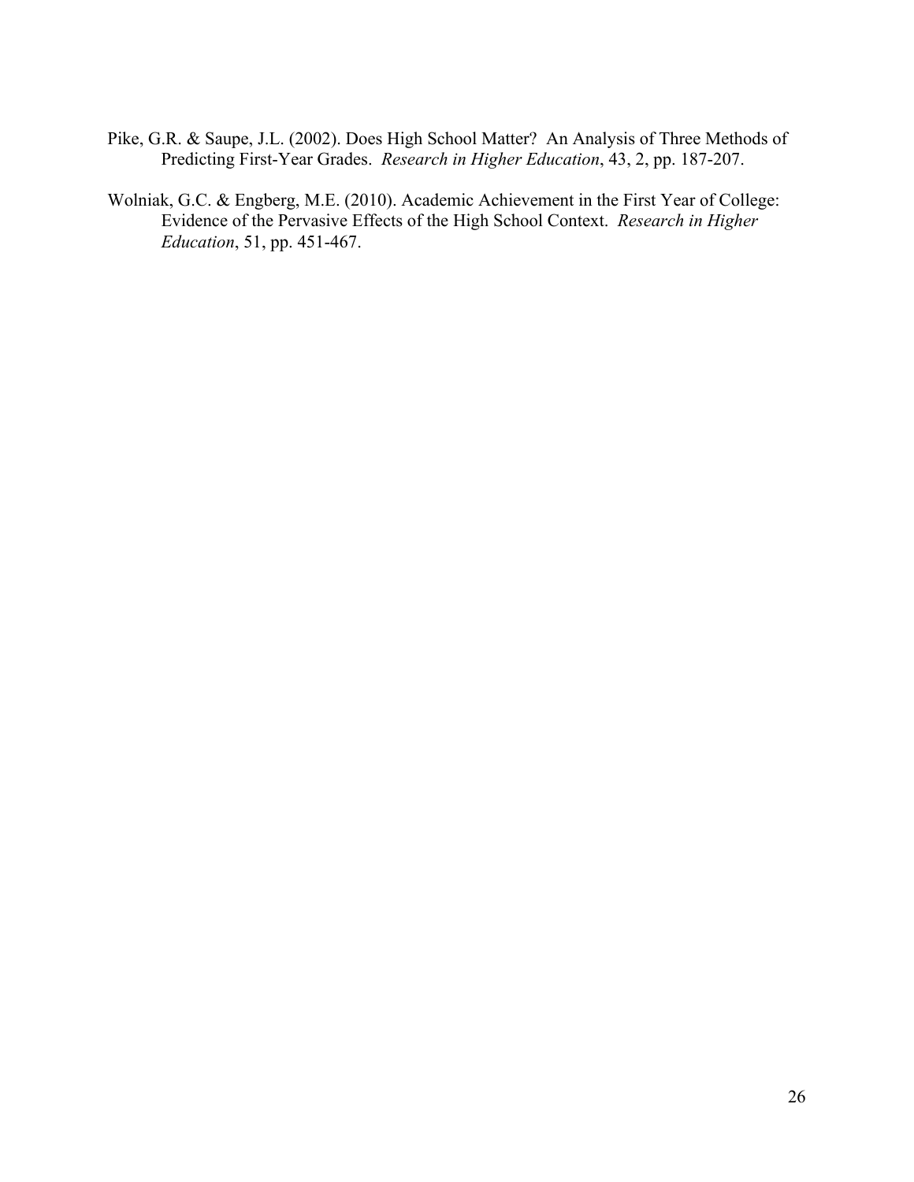Pike, G.R. & Saupe, J.L. (2002). Does High School Matter? An Analysis of Three Methods of Predicting First-Year Grades. *Research in Higher Education*, 43, 2, pp. 187-207.

Wolniak, G.C. & Engberg, M.E. (2010). Academic Achievement in the First Year of College: Evidence of the Pervasive Effects of the High School Context. *Research in Higher Education*, 51, pp. 451-467.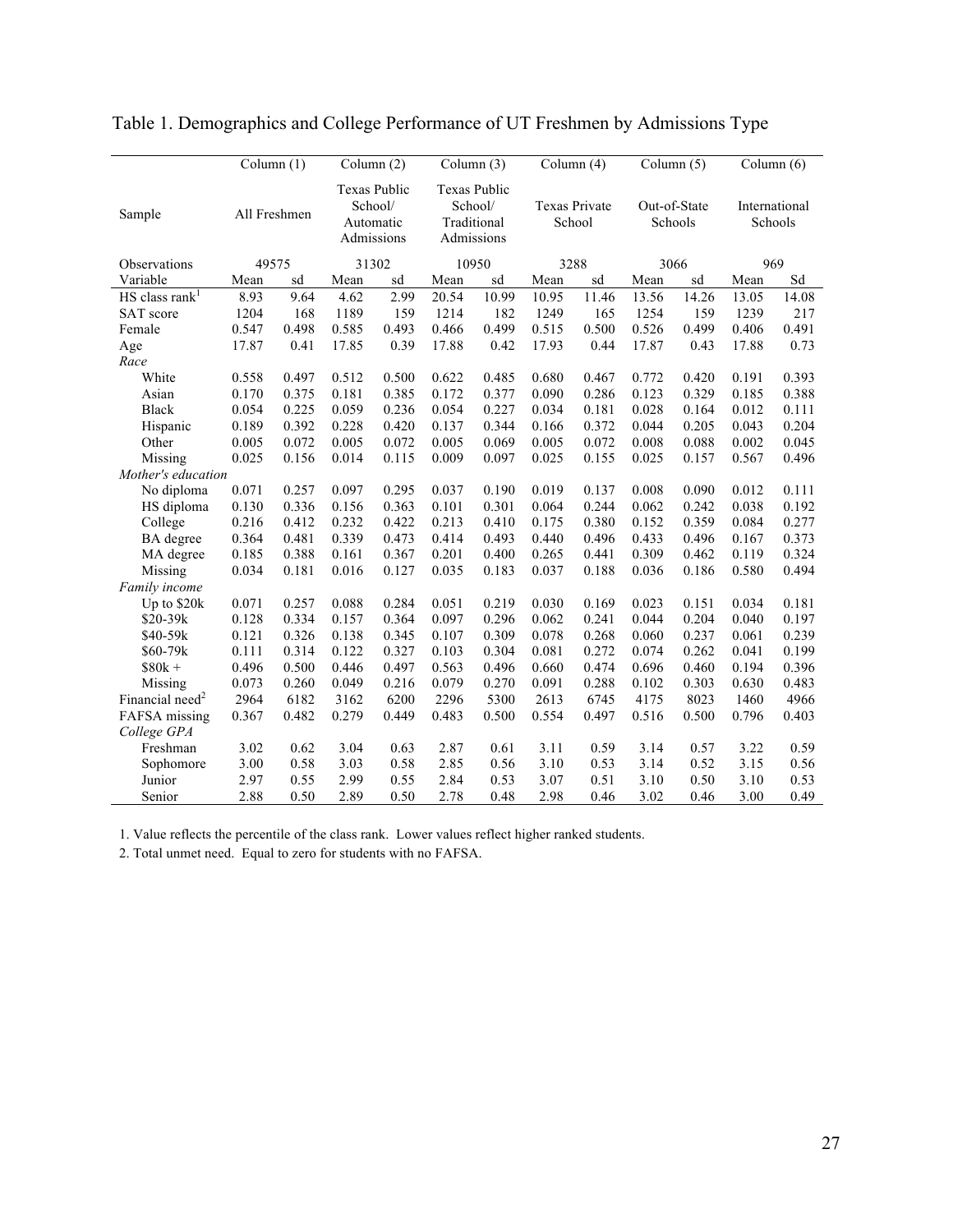Table 1. Demographics and College Performance of UT Freshmen by Admissions Type

| | Column (1) | | Column (2) | | Column (3) | | Column (4) | | Column (5) | | Column (6) | |
|---|---|---|---|---|---|---|---|---|---|---|---|---|
| Sample | All Freshmen | | Texas Public School/ Automatic Admissions | | Texas Public School/ Traditional Admissions | | Texas Private School | | Out-of-State Schools | | International Schools | |
| Observations | 49575 | | 31302 | | 10950 | | 3288 | | 3066 | | 969 | |
| Variable | Mean | sd | Mean | sd | Mean | sd | Mean | sd | Mean | sd | Mean | Sd |
| HS class rank[1] | 8.93 | 9.64 | 4.62 | 2.99 | 20.54 | 10.99 | 10.95 | 11.46 | 13.56 | 14.26 | 13.05 | 14.08 |
| SAT score | 1204 | 168 | 1189 | 159 | 1214 | 182 | 1249 | 165 | 1254 | 159 | 1239 | 217 |
| Female | 0.547 | 0.498 | 0.585 | 0.493 | 0.466 | 0.499 | 0.515 | 0.500 | 0.526 | 0.499 | 0.406 | 0.491 |
| Age | 17.87 | 0.41 | 17.85 | 0.39 | 17.88 | 0.42 | 17.93 | 0.44 | 17.87 | 0.43 | 17.88 | 0.73 |
| *Race* | | | | | | | | | | | | |
| White | 0.558 | 0.497 | 0.512 | 0.500 | 0.622 | 0.485 | 0.680 | 0.467 | 0.772 | 0.420 | 0.191 | 0.393 |
| Asian | 0.170 | 0.375 | 0.181 | 0.385 | 0.172 | 0.377 | 0.090 | 0.286 | 0.123 | 0.329 | 0.185 | 0.388 |
| Black | 0.054 | 0.225 | 0.059 | 0.236 | 0.054 | 0.227 | 0.034 | 0.181 | 0.028 | 0.164 | 0.012 | 0.111 |
| Hispanic | 0.189 | 0.392 | 0.228 | 0.420 | 0.137 | 0.344 | 0.166 | 0.372 | 0.044 | 0.205 | 0.043 | 0.204 |
| Other | 0.005 | 0.072 | 0.005 | 0.072 | 0.005 | 0.069 | 0.005 | 0.072 | 0.008 | 0.088 | 0.002 | 0.045 |
| Missing | 0.025 | 0.156 | 0.014 | 0.115 | 0.009 | 0.097 | 0.025 | 0.155 | 0.025 | 0.157 | 0.567 | 0.496 |
| *Mother's education* | | | | | | | | | | | | |
| No diploma | 0.071 | 0.257 | 0.097 | 0.295 | 0.037 | 0.190 | 0.019 | 0.137 | 0.008 | 0.090 | 0.012 | 0.111 |
| HS diploma | 0.130 | 0.336 | 0.156 | 0.363 | 0.101 | 0.301 | 0.064 | 0.244 | 0.062 | 0.242 | 0.038 | 0.192 |
| College | 0.216 | 0.412 | 0.232 | 0.422 | 0.213 | 0.410 | 0.175 | 0.380 | 0.152 | 0.359 | 0.084 | 0.277 |
| BA degree | 0.364 | 0.481 | 0.339 | 0.473 | 0.414 | 0.493 | 0.440 | 0.496 | 0.433 | 0.496 | 0.167 | 0.373 |
| MA degree | 0.185 | 0.388 | 0.161 | 0.367 | 0.201 | 0.400 | 0.265 | 0.441 | 0.309 | 0.462 | 0.119 | 0.324 |
| Missing | 0.034 | 0.181 | 0.016 | 0.127 | 0.035 | 0.183 | 0.037 | 0.188 | 0.036 | 0.186 | 0.580 | 0.494 |
| *Family income* | | | | | | | | | | | | |
| Up to $20k | 0.071 | 0.257 | 0.088 | 0.284 | 0.051 | 0.219 | 0.030 | 0.169 | 0.023 | 0.151 | 0.034 | 0.181 |
| $20-39k | 0.128 | 0.334 | 0.157 | 0.364 | 0.097 | 0.296 | 0.062 | 0.241 | 0.044 | 0.204 | 0.040 | 0.197 |
| $40-59k | 0.121 | 0.326 | 0.138 | 0.345 | 0.107 | 0.309 | 0.078 | 0.268 | 0.060 | 0.237 | 0.061 | 0.239 |
| $60-79k | 0.111 | 0.314 | 0.122 | 0.327 | 0.103 | 0.304 | 0.081 | 0.272 | 0.074 | 0.262 | 0.041 | 0.199 |
| $80k + | 0.496 | 0.500 | 0.446 | 0.497 | 0.563 | 0.496 | 0.660 | 0.474 | 0.696 | 0.460 | 0.194 | 0.396 |
| Missing | 0.073 | 0.260 | 0.049 | 0.216 | 0.079 | 0.270 | 0.091 | 0.288 | 0.102 | 0.303 | 0.630 | 0.483 |
| Financial need[2] | 2964 | 6182 | 3162 | 6200 | 2296 | 5300 | 2613 | 6745 | 4175 | 8023 | 1460 | 4966 |
| FAFSA missing | 0.367 | 0.482 | 0.279 | 0.449 | 0.483 | 0.500 | 0.554 | 0.497 | 0.516 | 0.500 | 0.796 | 0.403 |
| *College GPA* | | | | | | | | | | | | |
| Freshman | 3.02 | 0.62 | 3.04 | 0.63 | 2.87 | 0.61 | 3.11 | 0.59 | 3.14 | 0.57 | 3.22 | 0.59 |
| Sophomore | 3.00 | 0.58 | 3.03 | 0.58 | 2.85 | 0.56 | 3.10 | 0.53 | 3.14 | 0.52 | 3.15 | 0.56 |
| Junior | 2.97 | 0.55 | 2.99 | 0.55 | 2.84 | 0.53 | 3.07 | 0.51 | 3.10 | 0.50 | 3.10 | 0.53 |
| Senior | 2.88 | 0.50 | 2.89 | 0.50 | 2.78 | 0.48 | 2.98 | 0.46 | 3.02 | 0.46 | 3.00 | 0.49 |

1. Value reflects the percentile of the class rank. Lower values reflect higher ranked students.

2. Total unmet need. Equal to zero for students with no FAFSA.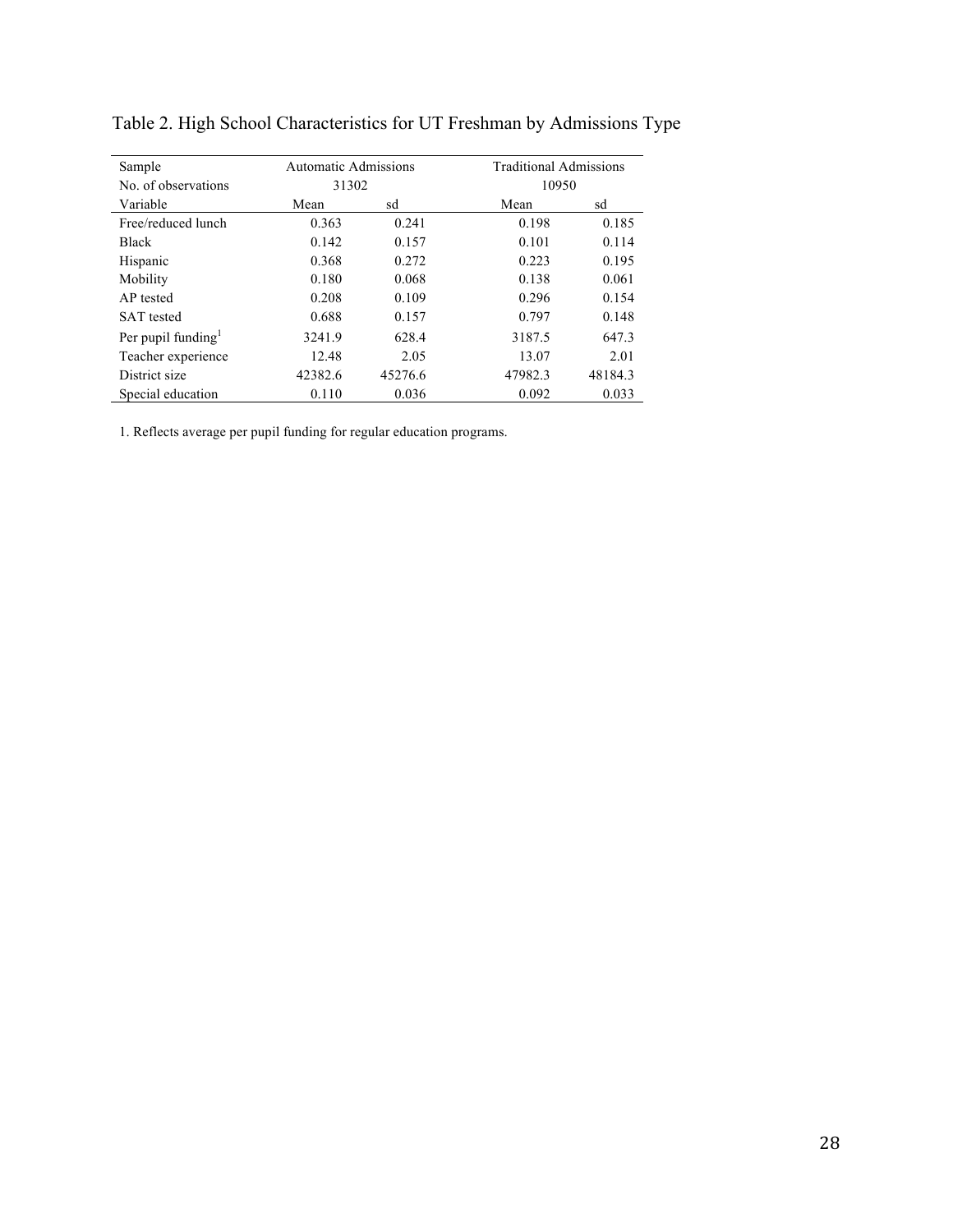Table 2. High School Characteristics for UT Freshman by Admissions Type

| Sample | Automatic Admissions | | Traditional Admissions | |
|---|---|---|---|---|
| No. of observations | 31302 | | 10950 | |
| Variable | Mean | sd | Mean | sd |
| Free/reduced lunch | 0.363 | 0.241 | 0.198 | 0.185 |
| Black | 0.142 | 0.157 | 0.101 | 0.114 |
| Hispanic | 0.368 | 0.272 | 0.223 | 0.195 |
| Mobility | 0.180 | 0.068 | 0.138 | 0.061 |
| AP tested | 0.208 | 0.109 | 0.296 | 0.154 |
| SAT tested | 0.688 | 0.157 | 0.797 | 0.148 |
| Per pupil funding[1] | 3241.9 | 628.4 | 3187.5 | 647.3 |
| Teacher experience | 12.48 | 2.05 | 13.07 | 2.01 |
| District size | 42382.6 | 45276.6 | 47982.3 | 48184.3 |
| Special education | 0.110 | 0.036 | 0.092 | 0.033 |

1. Reflects average per pupil funding for regular education programs.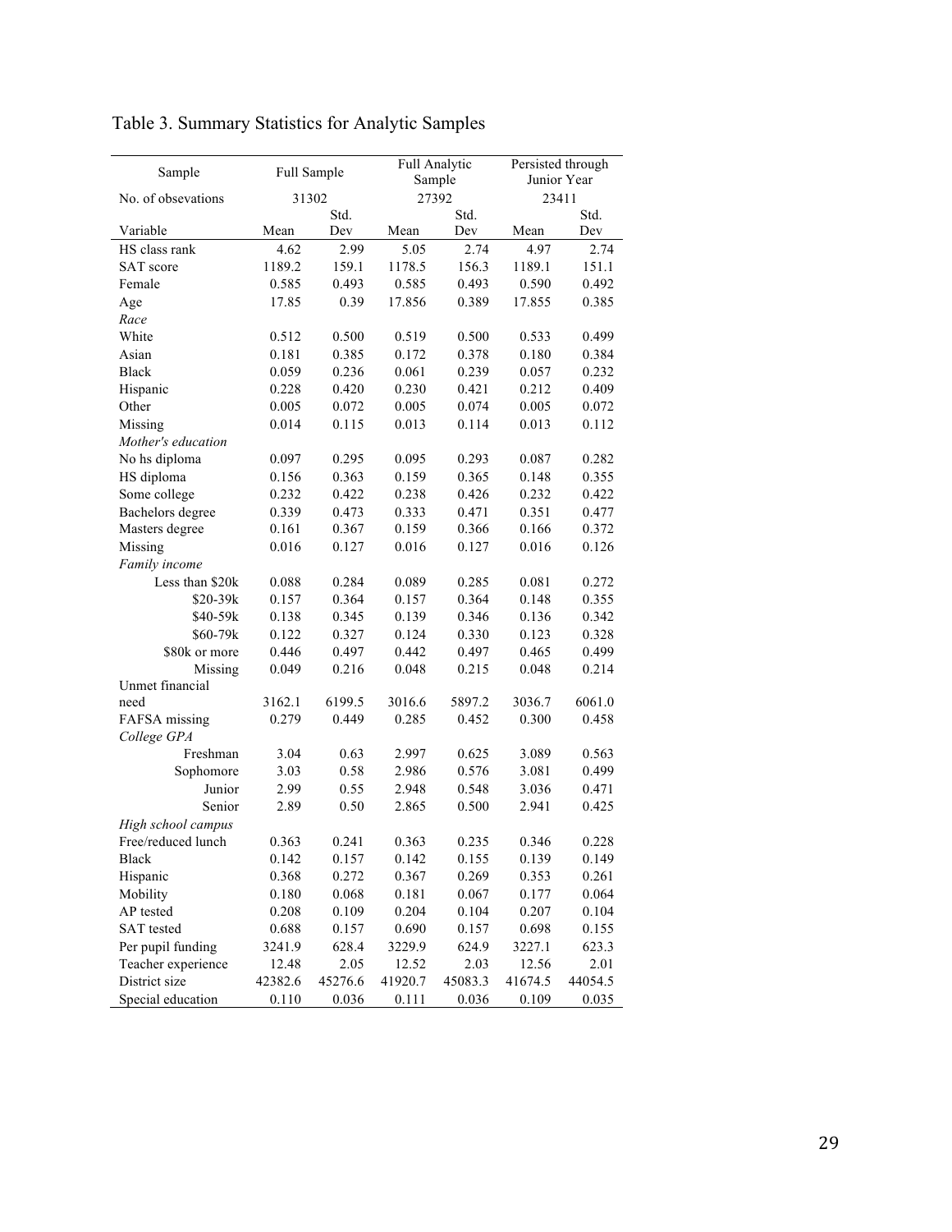Table 3. Summary Statistics for Analytic Samples

| Sample | Full Sample | | Full Analytic Sample | | Persisted through Junior Year | |
|---|---|---|---|---|---|---|
| No. of obsevations | 31302 | | 27392 | | 23411 | |
| Variable | Mean | Std. Dev | Mean | Std. Dev | Mean | Std. Dev |
| HS class rank | 4.62 | 2.99 | 5.05 | 2.74 | 4.97 | 2.74 |
| SAT score | 1189.2 | 159.1 | 1178.5 | 156.3 | 1189.1 | 151.1 |
| Female | 0.585 | 0.493 | 0.585 | 0.493 | 0.590 | 0.492 |
| Age | 17.85 | 0.39 | 17.856 | 0.389 | 17.855 | 0.385 |
| *Race* | | | | | | |
| White | 0.512 | 0.500 | 0.519 | 0.500 | 0.533 | 0.499 |
| Asian | 0.181 | 0.385 | 0.172 | 0.378 | 0.180 | 0.384 |
| Black | 0.059 | 0.236 | 0.061 | 0.239 | 0.057 | 0.232 |
| Hispanic | 0.228 | 0.420 | 0.230 | 0.421 | 0.212 | 0.409 |
| Other | 0.005 | 0.072 | 0.005 | 0.074 | 0.005 | 0.072 |
| Missing | 0.014 | 0.115 | 0.013 | 0.114 | 0.013 | 0.112 |
| *Mother's education* | | | | | | |
| No hs diploma | 0.097 | 0.295 | 0.095 | 0.293 | 0.087 | 0.282 |
| HS diploma | 0.156 | 0.363 | 0.159 | 0.365 | 0.148 | 0.355 |
| Some college | 0.232 | 0.422 | 0.238 | 0.426 | 0.232 | 0.422 |
| Bachelors degree | 0.339 | 0.473 | 0.333 | 0.471 | 0.351 | 0.477 |
| Masters degree | 0.161 | 0.367 | 0.159 | 0.366 | 0.166 | 0.372 |
| Missing | 0.016 | 0.127 | 0.016 | 0.127 | 0.016 | 0.126 |
| *Family income* | | | | | | |
| Less than $20k | 0.088 | 0.284 | 0.089 | 0.285 | 0.081 | 0.272 |
| $20-39k | 0.157 | 0.364 | 0.157 | 0.364 | 0.148 | 0.355 |
| $40-59k | 0.138 | 0.345 | 0.139 | 0.346 | 0.136 | 0.342 |
| $60-79k | 0.122 | 0.327 | 0.124 | 0.330 | 0.123 | 0.328 |
| $80k or more | 0.446 | 0.497 | 0.442 | 0.497 | 0.465 | 0.499 |
| Missing | 0.049 | 0.216 | 0.048 | 0.215 | 0.048 | 0.214 |
| Unmet financial need | 3162.1 | 6199.5 | 3016.6 | 5897.2 | 3036.7 | 6061.0 |
| FAFSA missing | 0.279 | 0.449 | 0.285 | 0.452 | 0.300 | 0.458 |
| *College GPA* | | | | | | |
| Freshman | 3.04 | 0.63 | 2.997 | 0.625 | 3.089 | 0.563 |
| Sophomore | 3.03 | 0.58 | 2.986 | 0.576 | 3.081 | 0.499 |
| Junior | 2.99 | 0.55 | 2.948 | 0.548 | 3.036 | 0.471 |
| Senior | 2.89 | 0.50 | 2.865 | 0.500 | 2.941 | 0.425 |
| *High school campus* | | | | | | |
| Free/reduced lunch | 0.363 | 0.241 | 0.363 | 0.235 | 0.346 | 0.228 |
| Black | 0.142 | 0.157 | 0.142 | 0.155 | 0.139 | 0.149 |
| Hispanic | 0.368 | 0.272 | 0.367 | 0.269 | 0.353 | 0.261 |
| Mobility | 0.180 | 0.068 | 0.181 | 0.067 | 0.177 | 0.064 |
| AP tested | 0.208 | 0.109 | 0.204 | 0.104 | 0.207 | 0.104 |
| SAT tested | 0.688 | 0.157 | 0.690 | 0.157 | 0.698 | 0.155 |
| Per pupil funding | 3241.9 | 628.4 | 3229.9 | 624.9 | 3227.1 | 623.3 |
| Teacher experience | 12.48 | 2.05 | 12.52 | 2.03 | 12.56 | 2.01 |
| District size | 42382.6 | 45276.6 | 41920.7 | 45083.3 | 41674.5 | 44054.5 |
| Special education | 0.110 | 0.036 | 0.111 | 0.036 | 0.109 | 0.035 |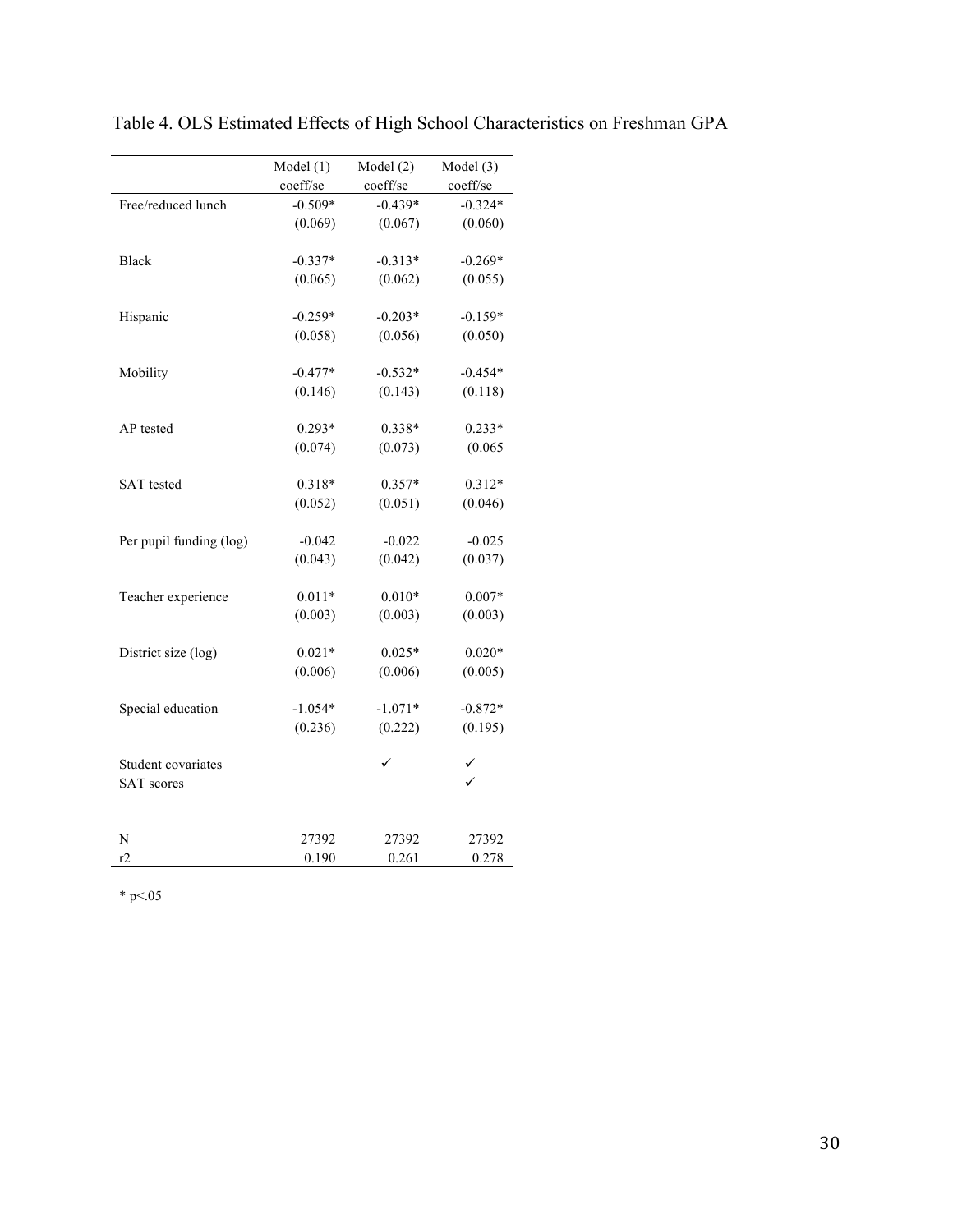Table 4. OLS Estimated Effects of High School Characteristics on Freshman GPA

| | Model (1) coeff/se | Model (2) coeff/se | Model (3) coeff/se |
|---|---|---|---|
| Free/reduced lunch | -0.509* | -0.439* | -0.324* |
| | (0.069) | (0.067) | (0.060) |
| Black | -0.337* | -0.313* | -0.269* |
| | (0.065) | (0.062) | (0.055) |
| Hispanic | -0.259* | -0.203* | -0.159* |
| | (0.058) | (0.056) | (0.050) |
| Mobility | -0.477* | -0.532* | -0.454* |
| | (0.146) | (0.143) | (0.118) |
| AP tested | 0.293* | 0.338* | 0.233* |
| | (0.074) | (0.073) | (0.065 |
| SAT tested | 0.318* | 0.357* | 0.312* |
| | (0.052) | (0.051) | (0.046) |
| Per pupil funding (log) | -0.042 | -0.022 | -0.025 |
| | (0.043) | (0.042) | (0.037) |
| Teacher experience | 0.011* | 0.010* | 0.007* |
| | (0.003) | (0.003) | (0.003) |
| District size (log) | 0.021* | 0.025* | 0.020* |
| | (0.006) | (0.006) | (0.005) |
| Special education | -1.054* | -1.071* | -0.872* |
| | (0.236) | (0.222) | (0.195) |
| Student covariates | | ✓ | ✓ |
| SAT scores | | | ✓ |
| N | 27392 | 27392 | 27392 |
| r2 | 0.190 | 0.261 | 0.278 |

* p<.05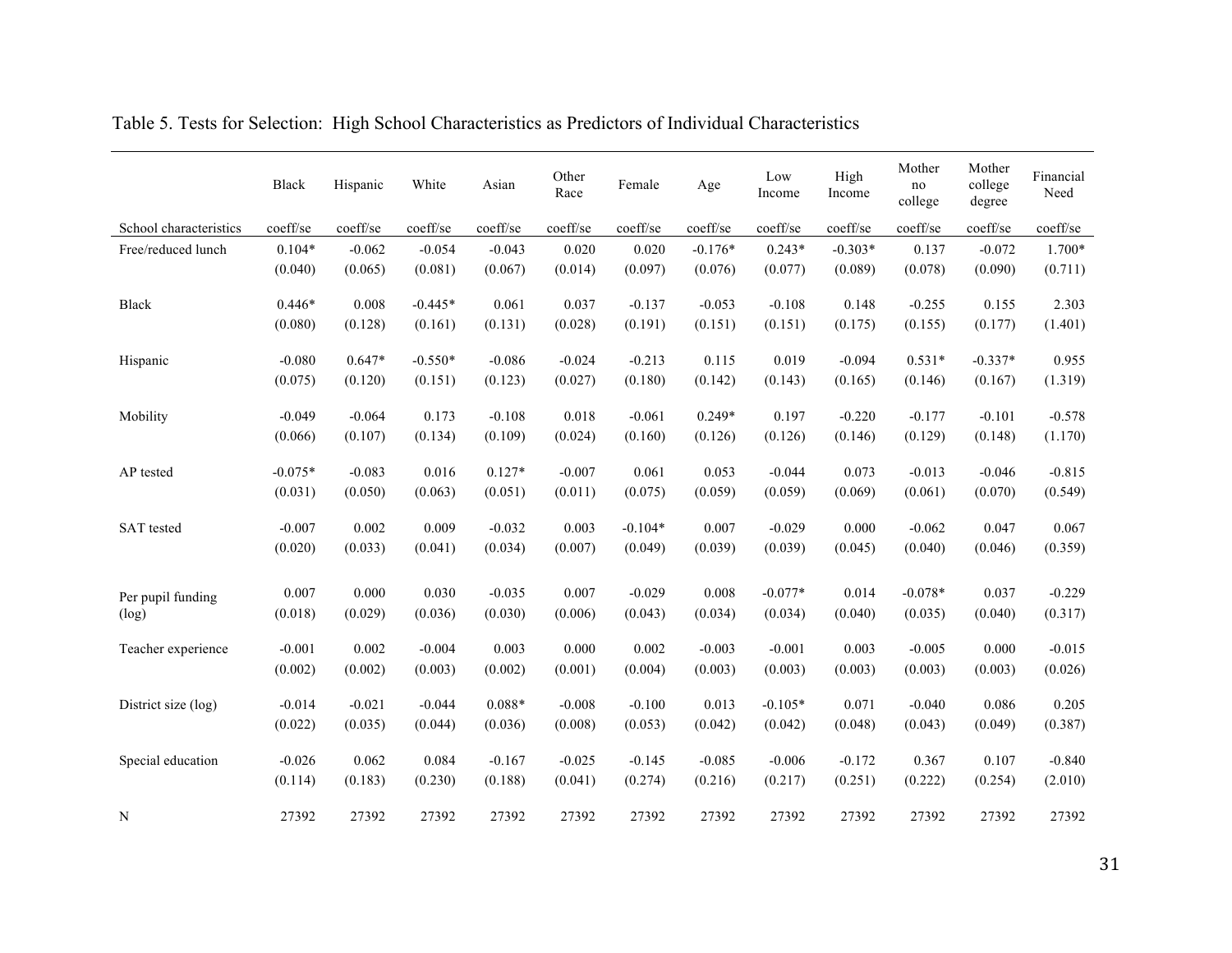Table 5. Tests for Selection: High School Characteristics as Predictors of Individual Characteristics

| | Black | Hispanic | White | Asian | Other Race | Female | Age | Low Income | High Income | Mother no college | Mother college degree | Financial Need |
|---|---|---|---|---|---|---|---|---|---|---|---|---|
| School characteristics | coeff/se | coeff/se | coeff/se | coeff/se | coeff/se | coeff/se | coeff/se | coeff/se | coeff/se | coeff/se | coeff/se | coeff/se |
| Free/reduced lunch | 0.104* | -0.062 | -0.054 | -0.043 | 0.020 | 0.020 | -0.176* | 0.243* | -0.303* | 0.137 | -0.072 | 1.700* |
| | (0.040) | (0.065) | (0.081) | (0.067) | (0.014) | (0.097) | (0.076) | (0.077) | (0.089) | (0.078) | (0.090) | (0.711) |
| Black | 0.446* | 0.008 | -0.445* | 0.061 | 0.037 | -0.137 | -0.053 | -0.108 | 0.148 | -0.255 | 0.155 | 2.303 |
| | (0.080) | (0.128) | (0.161) | (0.131) | (0.028) | (0.191) | (0.151) | (0.151) | (0.175) | (0.155) | (0.177) | (1.401) |
| Hispanic | -0.080 | 0.647* | -0.550* | -0.086 | -0.024 | -0.213 | 0.115 | 0.019 | -0.094 | 0.531* | -0.337* | 0.955 |
| | (0.075) | (0.120) | (0.151) | (0.123) | (0.027) | (0.180) | (0.142) | (0.143) | (0.165) | (0.146) | (0.167) | (1.319) |
| Mobility | -0.049 | -0.064 | 0.173 | -0.108 | 0.018 | -0.061 | 0.249* | 0.197 | -0.220 | -0.177 | -0.101 | -0.578 |
| | (0.066) | (0.107) | (0.134) | (0.109) | (0.024) | (0.160) | (0.126) | (0.126) | (0.146) | (0.129) | (0.148) | (1.170) |
| AP tested | -0.075* | -0.083 | 0.016 | 0.127* | -0.007 | 0.061 | 0.053 | -0.044 | 0.073 | -0.013 | -0.046 | -0.815 |
| | (0.031) | (0.050) | (0.063) | (0.051) | (0.011) | (0.075) | (0.059) | (0.059) | (0.069) | (0.061) | (0.070) | (0.549) |
| SAT tested | -0.007 | 0.002 | 0.009 | -0.032 | 0.003 | -0.104* | 0.007 | -0.029 | 0.000 | -0.062 | 0.047 | 0.067 |
| | (0.020) | (0.033) | (0.041) | (0.034) | (0.007) | (0.049) | (0.039) | (0.039) | (0.045) | (0.040) | (0.046) | (0.359) |
| Per pupil funding (log) | 0.007 | 0.000 | 0.030 | -0.035 | 0.007 | -0.029 | 0.008 | -0.077* | 0.014 | -0.078* | 0.037 | -0.229 |
| | (0.018) | (0.029) | (0.036) | (0.030) | (0.006) | (0.043) | (0.034) | (0.034) | (0.040) | (0.035) | (0.040) | (0.317) |
| Teacher experience | -0.001 | 0.002 | -0.004 | 0.003 | 0.000 | 0.002 | -0.003 | -0.001 | 0.003 | -0.005 | 0.000 | -0.015 |
| | (0.002) | (0.002) | (0.003) | (0.002) | (0.001) | (0.004) | (0.003) | (0.003) | (0.003) | (0.003) | (0.003) | (0.026) |
| District size (log) | -0.014 | -0.021 | -0.044 | 0.088* | -0.008 | -0.100 | 0.013 | -0.105* | 0.071 | -0.040 | 0.086 | 0.205 |
| | (0.022) | (0.035) | (0.044) | (0.036) | (0.008) | (0.053) | (0.042) | (0.042) | (0.048) | (0.043) | (0.049) | (0.387) |
| Special education | -0.026 | 0.062 | 0.084 | -0.167 | -0.025 | -0.145 | -0.085 | -0.006 | -0.172 | 0.367 | 0.107 | -0.840 |
| | (0.114) | (0.183) | (0.230) | (0.188) | (0.041) | (0.274) | (0.216) | (0.217) | (0.251) | (0.222) | (0.254) | (2.010) |
| N | 27392 | 27392 | 27392 | 27392 | 27392 | 27392 | 27392 | 27392 | 27392 | 27392 | 27392 | 27392 |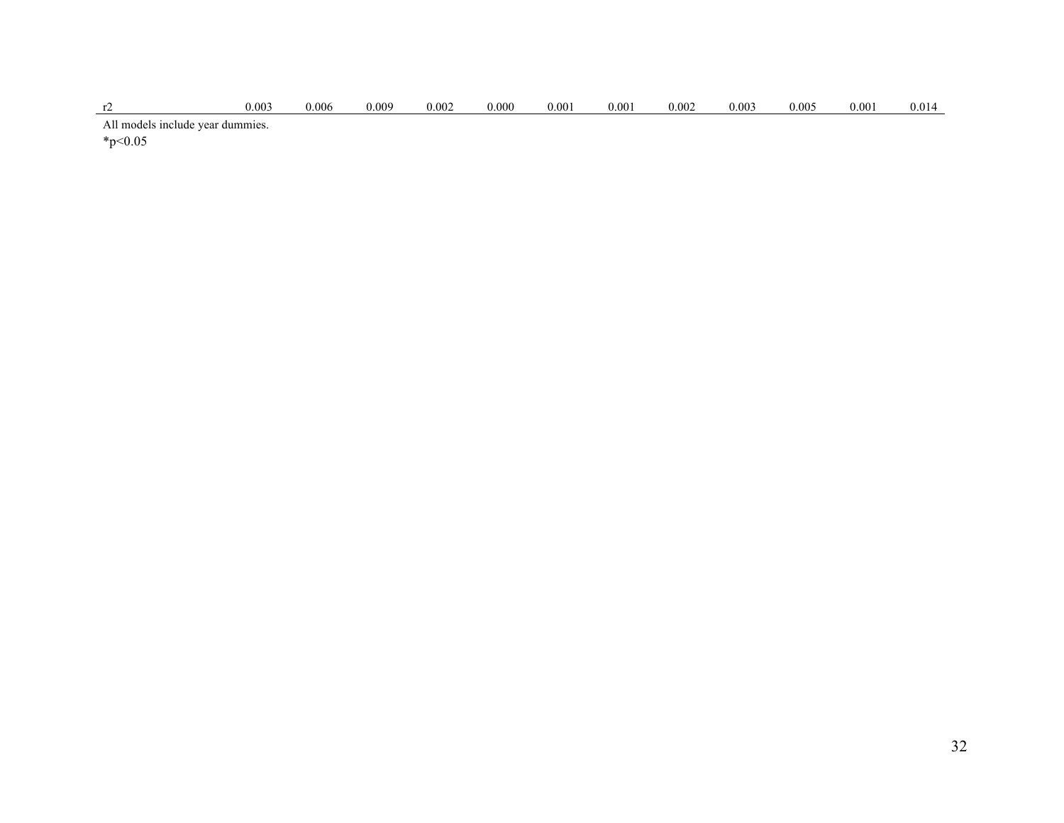| r2 | 0.003 | 0.006 | 0.009 | 0.002 | 0.000 | 0.001 | 0.001 | 0.002 | 0.003 | 0.005 | 0.001 | 0.014 |
|---|---|---|---|---|---|---|---|---|---|---|---|---|

All models include year dummies.

*p<0.05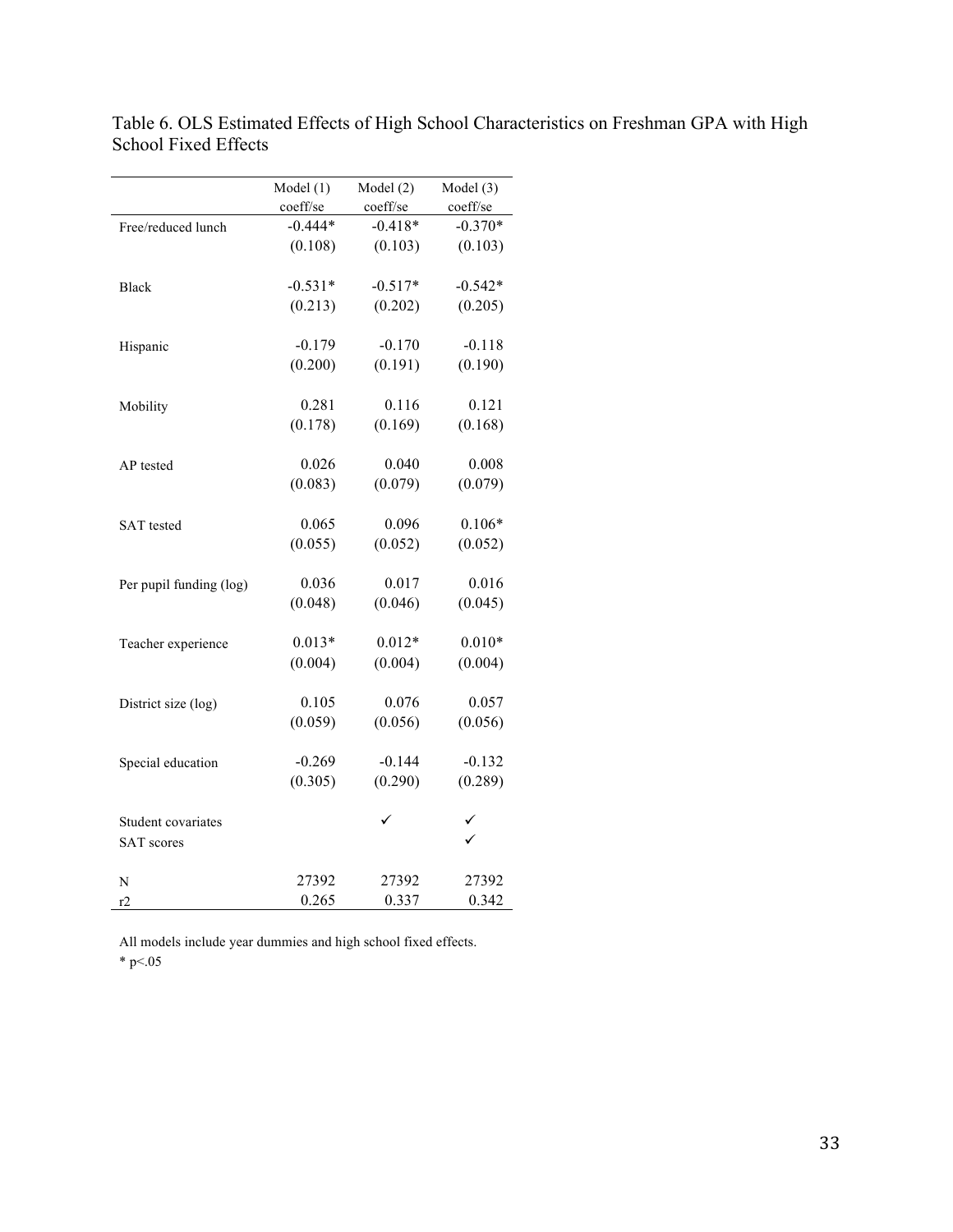Table 6. OLS Estimated Effects of High School Characteristics on Freshman GPA with High School Fixed Effects

| | Model (1)<br>coeff/se | Model (2)<br>coeff/se | Model (3)<br>coeff/se |
|---|---|---|---|
| Free/reduced lunch | -0.444* | -0.418* | -0.370* |
| | (0.108) | (0.103) | (0.103) |
| Black | -0.531* | -0.517* | -0.542* |
| | (0.213) | (0.202) | (0.205) |
| Hispanic | -0.179 | -0.170 | -0.118 |
| | (0.200) | (0.191) | (0.190) |
| Mobility | 0.281 | 0.116 | 0.121 |
| | (0.178) | (0.169) | (0.168) |
| AP tested | 0.026 | 0.040 | 0.008 |
| | (0.083) | (0.079) | (0.079) |
| SAT tested | 0.065 | 0.096 | 0.106* |
| | (0.055) | (0.052) | (0.052) |
| Per pupil funding (log) | 0.036 | 0.017 | 0.016 |
| | (0.048) | (0.046) | (0.045) |
| Teacher experience | 0.013* | 0.012* | 0.010* |
| | (0.004) | (0.004) | (0.004) |
| District size (log) | 0.105 | 0.076 | 0.057 |
| | (0.059) | (0.056) | (0.056) |
| Special education | -0.269 | -0.144 | -0.132 |
| | (0.305) | (0.290) | (0.289) |
| Student covariates | | ✓ | ✓ |
| SAT scores | | | ✓ |
| N | 27392 | 27392 | 27392 |
| r2 | 0.265 | 0.337 | 0.342 |

All models include year dummies and high school fixed effects.

* p<.05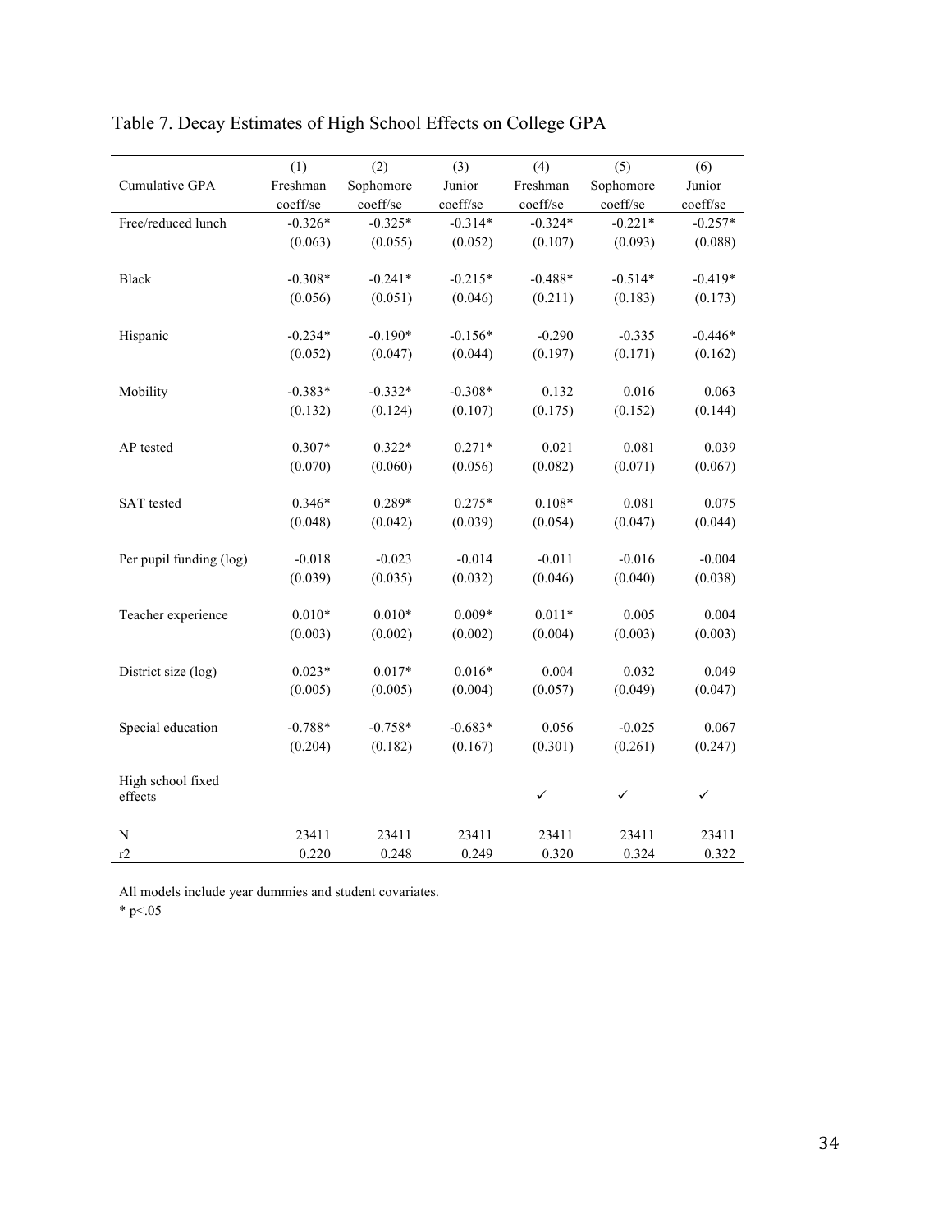Table 7. Decay Estimates of High School Effects on College GPA

| Cumulative GPA | (1) Freshman coeff/se | (2) Sophomore coeff/se | (3) Junior coeff/se | (4) Freshman coeff/se | (5) Sophomore coeff/se | (6) Junior coeff/se |
|---|---|---|---|---|---|---|
| Free/reduced lunch | -0.326* | -0.325* | -0.314* | -0.324* | -0.221* | -0.257* |
| | (0.063) | (0.055) | (0.052) | (0.107) | (0.093) | (0.088) |
| Black | -0.308* | -0.241* | -0.215* | -0.488* | -0.514* | -0.419* |
| | (0.056) | (0.051) | (0.046) | (0.211) | (0.183) | (0.173) |
| Hispanic | -0.234* | -0.190* | -0.156* | -0.290 | -0.335 | -0.446* |
| | (0.052) | (0.047) | (0.044) | (0.197) | (0.171) | (0.162) |
| Mobility | -0.383* | -0.332* | -0.308* | 0.132 | 0.016 | 0.063 |
| | (0.132) | (0.124) | (0.107) | (0.175) | (0.152) | (0.144) |
| AP tested | 0.307* | 0.322* | 0.271* | 0.021 | 0.081 | 0.039 |
| | (0.070) | (0.060) | (0.056) | (0.082) | (0.071) | (0.067) |
| SAT tested | 0.346* | 0.289* | 0.275* | 0.108* | 0.081 | 0.075 |
| | (0.048) | (0.042) | (0.039) | (0.054) | (0.047) | (0.044) |
| Per pupil funding (log) | -0.018 | -0.023 | -0.014 | -0.011 | -0.016 | -0.004 |
| | (0.039) | (0.035) | (0.032) | (0.046) | (0.040) | (0.038) |
| Teacher experience | 0.010* | 0.010* | 0.009* | 0.011* | 0.005 | 0.004 |
| | (0.003) | (0.002) | (0.002) | (0.004) | (0.003) | (0.003) |
| District size (log) | 0.023* | 0.017* | 0.016* | 0.004 | 0.032 | 0.049 |
| | (0.005) | (0.005) | (0.004) | (0.057) | (0.049) | (0.047) |
| Special education | -0.788* | -0.758* | -0.683* | 0.056 | -0.025 | 0.067 |
| | (0.204) | (0.182) | (0.167) | (0.301) | (0.261) | (0.247) |
| High school fixed effects | | | | ✓ | ✓ | ✓ |
| N | 23411 | 23411 | 23411 | 23411 | 23411 | 23411 |
| r2 | 0.220 | 0.248 | 0.249 | 0.320 | 0.324 | 0.322 |

All models include year dummies and student covariates.

* $p<.05$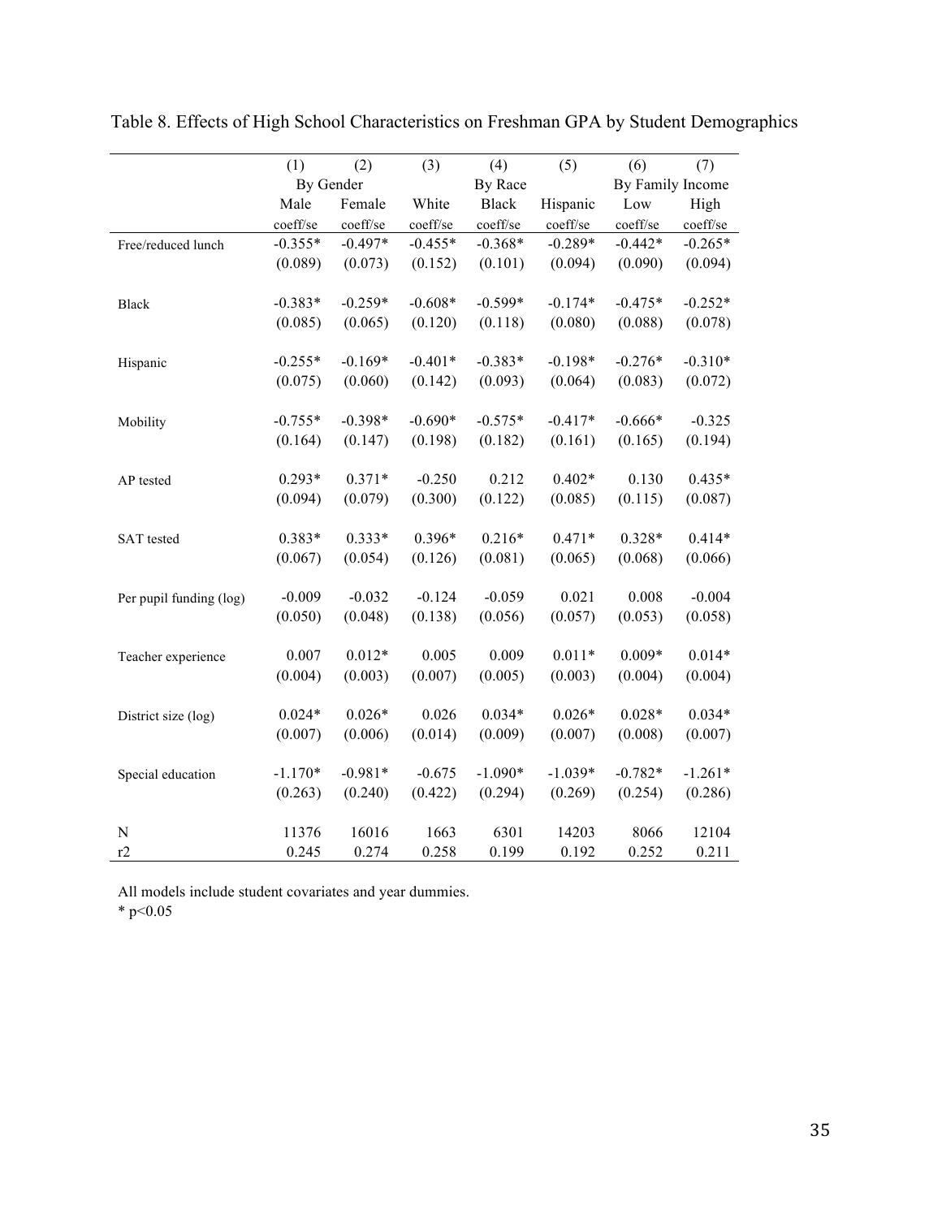Table 8. Effects of High School Characteristics on Freshman GPA by Student Demographics

| | (1) | (2) | (3) | (4) | (5) | (6) | (7) |
|---|---|---|---|---|---|---|---|
| | By Gender | | | By Race | | By Family Income | |
| | Male | Female | White | Black | Hispanic | Low | High |
| | coeff/se | coeff/se | coeff/se | coeff/se | coeff/se | coeff/se | coeff/se |
| Free/reduced lunch | -0.355* | -0.497* | -0.455* | -0.368* | -0.289* | -0.442* | -0.265* |
| | (0.089) | (0.073) | (0.152) | (0.101) | (0.094) | (0.090) | (0.094) |
| Black | -0.383* | -0.259* | -0.608* | -0.599* | -0.174* | -0.475* | -0.252* |
| | (0.085) | (0.065) | (0.120) | (0.118) | (0.080) | (0.088) | (0.078) |
| Hispanic | -0.255* | -0.169* | -0.401* | -0.383* | -0.198* | -0.276* | -0.310* |
| | (0.075) | (0.060) | (0.142) | (0.093) | (0.064) | (0.083) | (0.072) |
| Mobility | -0.755* | -0.398* | -0.690* | -0.575* | -0.417* | -0.666* | -0.325 |
| | (0.164) | (0.147) | (0.198) | (0.182) | (0.161) | (0.165) | (0.194) |
| AP tested | 0.293* | 0.371* | -0.250 | 0.212 | 0.402* | 0.130 | 0.435* |
| | (0.094) | (0.079) | (0.300) | (0.122) | (0.085) | (0.115) | (0.087) |
| SAT tested | 0.383* | 0.333* | 0.396* | 0.216* | 0.471* | 0.328* | 0.414* |
| | (0.067) | (0.054) | (0.126) | (0.081) | (0.065) | (0.068) | (0.066) |
| Per pupil funding (log) | -0.009 | -0.032 | -0.124 | -0.059 | 0.021 | 0.008 | -0.004 |
| | (0.050) | (0.048) | (0.138) | (0.056) | (0.057) | (0.053) | (0.058) |
| Teacher experience | 0.007 | 0.012* | 0.005 | 0.009 | 0.011* | 0.009* | 0.014* |
| | (0.004) | (0.003) | (0.007) | (0.005) | (0.003) | (0.004) | (0.004) |
| District size (log) | 0.024* | 0.026* | 0.026 | 0.034* | 0.026* | 0.028* | 0.034* |
| | (0.007) | (0.006) | (0.014) | (0.009) | (0.007) | (0.008) | (0.007) |
| Special education | -1.170* | -0.981* | -0.675 | -1.090* | -1.039* | -0.782* | -1.261* |
| | (0.263) | (0.240) | (0.422) | (0.294) | (0.269) | (0.254) | (0.286) |
| N | 11376 | 16016 | 1663 | 6301 | 14203 | 8066 | 12104 |
| r2 | 0.245 | 0.274 | 0.258 | 0.199 | 0.192 | 0.252 | 0.211 |

All models include student covariates and year dummies.

* $p<0.05$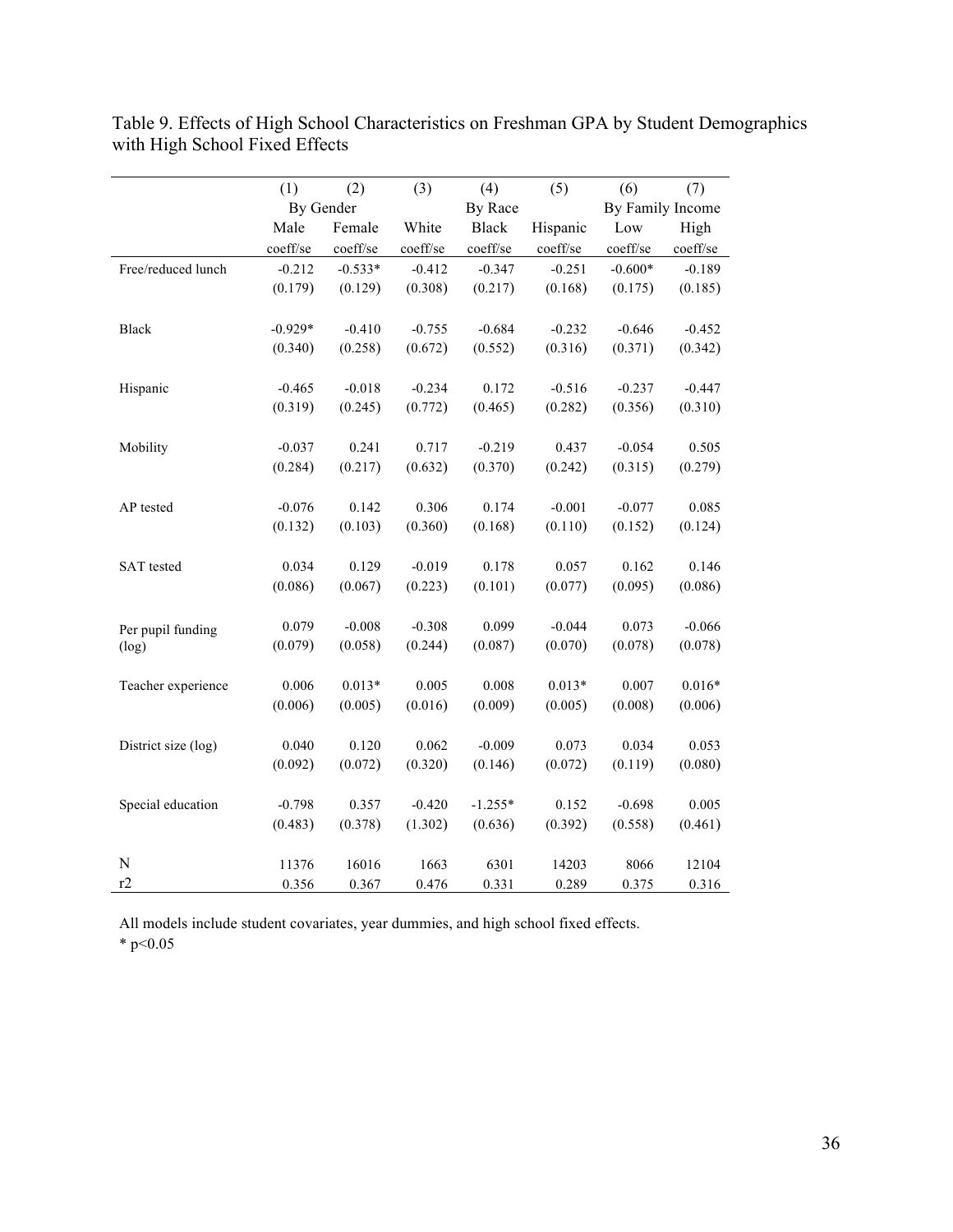Table 9. Effects of High School Characteristics on Freshman GPA by Student Demographics with High School Fixed Effects

| | (1) | (2) | (3) | (4) | (5) | (6) | (7) |
|---|---|---|---|---|---|---|---|
| | By Gender | | | By Race | | By Family Income | |
| | Male | Female | White | Black | Hispanic | Low | High |
| | coeff/se | coeff/se | coeff/se | coeff/se | coeff/se | coeff/se | coeff/se |
| Free/reduced lunch | -0.212 | -0.533* | -0.412 | -0.347 | -0.251 | -0.600* | -0.189 |
| | (0.179) | (0.129) | (0.308) | (0.217) | (0.168) | (0.175) | (0.185) |
| Black | -0.929* | -0.410 | -0.755 | -0.684 | -0.232 | -0.646 | -0.452 |
| | (0.340) | (0.258) | (0.672) | (0.552) | (0.316) | (0.371) | (0.342) |
| Hispanic | -0.465 | -0.018 | -0.234 | 0.172 | -0.516 | -0.237 | -0.447 |
| | (0.319) | (0.245) | (0.772) | (0.465) | (0.282) | (0.356) | (0.310) |
| Mobility | -0.037 | 0.241 | 0.717 | -0.219 | 0.437 | -0.054 | 0.505 |
| | (0.284) | (0.217) | (0.632) | (0.370) | (0.242) | (0.315) | (0.279) |
| AP tested | -0.076 | 0.142 | 0.306 | 0.174 | -0.001 | -0.077 | 0.085 |
| | (0.132) | (0.103) | (0.360) | (0.168) | (0.110) | (0.152) | (0.124) |
| SAT tested | 0.034 | 0.129 | -0.019 | 0.178 | 0.057 | 0.162 | 0.146 |
| | (0.086) | (0.067) | (0.223) | (0.101) | (0.077) | (0.095) | (0.086) |
| Per pupil funding (log) | 0.079 | -0.008 | -0.308 | 0.099 | -0.044 | 0.073 | -0.066 |
| | (0.079) | (0.058) | (0.244) | (0.087) | (0.070) | (0.078) | (0.078) |
| Teacher experience | 0.006 | 0.013* | 0.005 | 0.008 | 0.013* | 0.007 | 0.016* |
| | (0.006) | (0.005) | (0.016) | (0.009) | (0.005) | (0.008) | (0.006) |
| District size (log) | 0.040 | 0.120 | 0.062 | -0.009 | 0.073 | 0.034 | 0.053 |
| | (0.092) | (0.072) | (0.320) | (0.146) | (0.072) | (0.119) | (0.080) |
| Special education | -0.798 | 0.357 | -0.420 | -1.255* | 0.152 | -0.698 | 0.005 |
| | (0.483) | (0.378) | (1.302) | (0.636) | (0.392) | (0.558) | (0.461) |
| N | 11376 | 16016 | 1663 | 6301 | 14203 | 8066 | 12104 |
| r2 | 0.356 | 0.367 | 0.476 | 0.331 | 0.289 | 0.375 | 0.316 |

All models include student covariates, year dummies, and high school fixed effects.
* $p<0.05$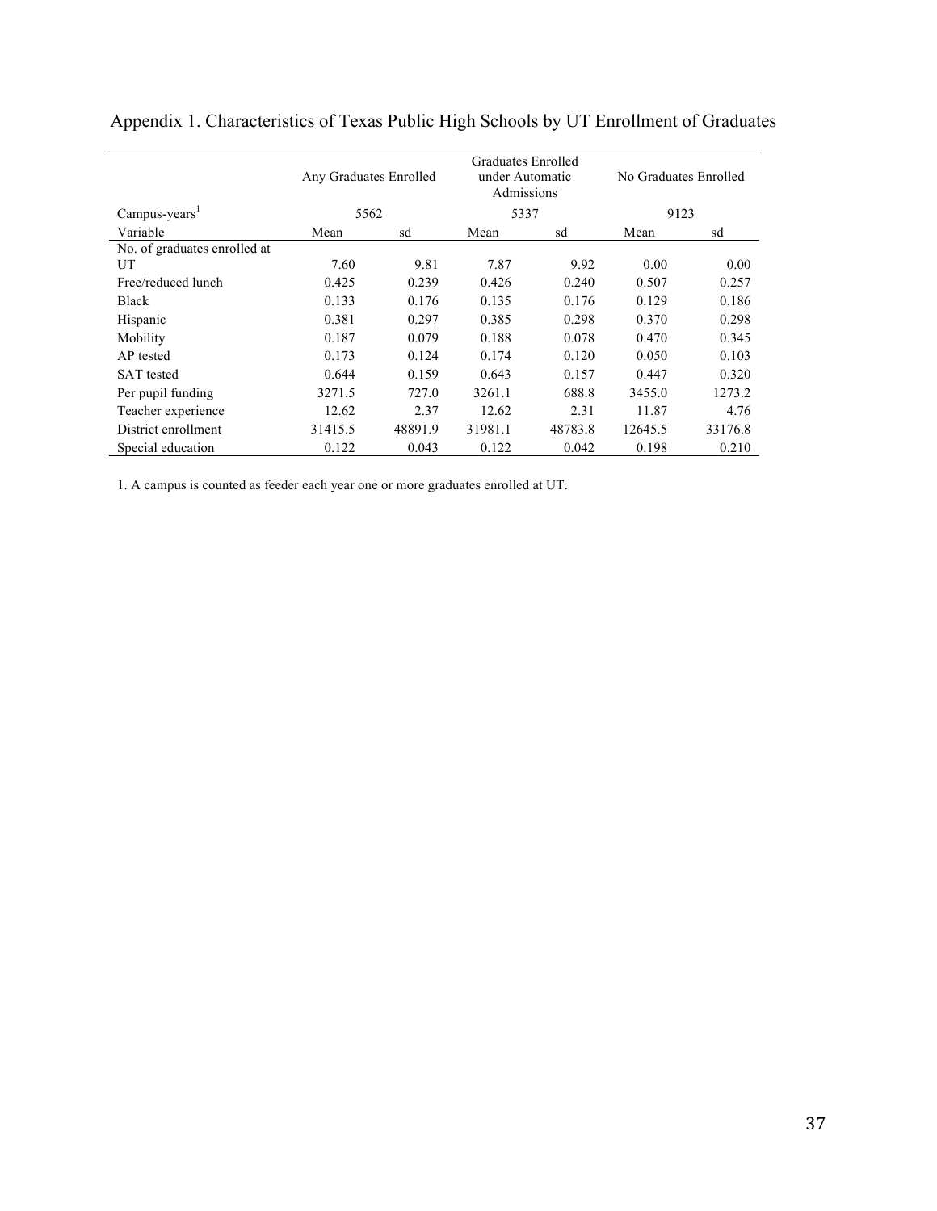# Appendix 1. Characteristics of Texas Public High Schools by UT Enrollment of Graduates

| | Any Graduates Enrolled | | Graduates Enrolled under Automatic Admissions | | No Graduates Enrolled | |
|---|---|---|---|---|---|---|
| Campus-years[1] | 5562 | | 5337 | | 9123 | |
| Variable | Mean | sd | Mean | sd | Mean | sd |
| No. of graduates enrolled at UT | 7.60 | 9.81 | 7.87 | 9.92 | 0.00 | 0.00 |
| Free/reduced lunch | 0.425 | 0.239 | 0.426 | 0.240 | 0.507 | 0.257 |
| Black | 0.133 | 0.176 | 0.135 | 0.176 | 0.129 | 0.186 |
| Hispanic | 0.381 | 0.297 | 0.385 | 0.298 | 0.370 | 0.298 |
| Mobility | 0.187 | 0.079 | 0.188 | 0.078 | 0.470 | 0.345 |
| AP tested | 0.173 | 0.124 | 0.174 | 0.120 | 0.050 | 0.103 |
| SAT tested | 0.644 | 0.159 | 0.643 | 0.157 | 0.447 | 0.320 |
| Per pupil funding | 3271.5 | 727.0 | 3261.1 | 688.8 | 3455.0 | 1273.2 |
| Teacher experience | 12.62 | 2.37 | 12.62 | 2.31 | 11.87 | 4.76 |
| District enrollment | 31415.5 | 48891.9 | 31981.1 | 48783.8 | 12645.5 | 33176.8 |
| Special education | 0.122 | 0.043 | 0.122 | 0.042 | 0.198 | 0.210 |

1. A campus is counted as feeder each year one or more graduates enrolled at UT.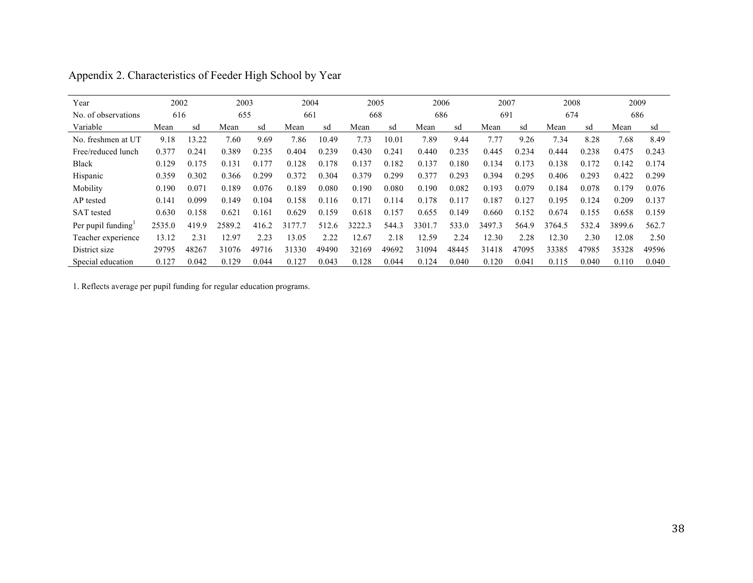Appendix 2. Characteristics of Feeder High School by Year

| Year | 2002 | | 2003 | | 2004 | | 2005 | | 2006 | | 2007 | | 2008 | | 2009 | |
|---|---|---|---|---|---|---|---|---|---|---|---|---|---|---|---|---|
| No. of observations | 616 | | 655 | | 661 | | 668 | | 686 | | 691 | | 674 | | 686 | |
| Variable | Mean | sd | Mean | sd | Mean | sd | Mean | sd | Mean | sd | Mean | sd | Mean | sd | Mean | sd |
| No. freshmen at UT | 9.18 | 13.22 | 7.60 | 9.69 | 7.86 | 10.49 | 7.73 | 10.01 | 7.89 | 9.44 | 7.77 | 9.26 | 7.34 | 8.28 | 7.68 | 8.49 |
| Free/reduced lunch | 0.377 | 0.241 | 0.389 | 0.235 | 0.404 | 0.239 | 0.430 | 0.241 | 0.440 | 0.235 | 0.445 | 0.234 | 0.444 | 0.238 | 0.475 | 0.243 |
| Black | 0.129 | 0.175 | 0.131 | 0.177 | 0.128 | 0.178 | 0.137 | 0.182 | 0.137 | 0.180 | 0.134 | 0.173 | 0.138 | 0.172 | 0.142 | 0.174 |
| Hispanic | 0.359 | 0.302 | 0.366 | 0.299 | 0.372 | 0.304 | 0.379 | 0.299 | 0.377 | 0.293 | 0.394 | 0.295 | 0.406 | 0.293 | 0.422 | 0.299 |
| Mobility | 0.190 | 0.071 | 0.189 | 0.076 | 0.189 | 0.080 | 0.190 | 0.080 | 0.190 | 0.082 | 0.193 | 0.079 | 0.184 | 0.078 | 0.179 | 0.076 |
| AP tested | 0.141 | 0.099 | 0.149 | 0.104 | 0.158 | 0.116 | 0.171 | 0.114 | 0.178 | 0.117 | 0.187 | 0.127 | 0.195 | 0.124 | 0.209 | 0.137 |
| SAT tested | 0.630 | 0.158 | 0.621 | 0.161 | 0.629 | 0.159 | 0.618 | 0.157 | 0.655 | 0.149 | 0.660 | 0.152 | 0.674 | 0.155 | 0.658 | 0.159 |
| Per pupil funding[1] | 2535.0 | 419.9 | 2589.2 | 416.2 | 3177.7 | 512.6 | 3222.3 | 544.3 | 3301.7 | 533.0 | 3497.3 | 564.9 | 3764.5 | 532.4 | 3899.6 | 562.7 |
| Teacher experience | 13.12 | 2.31 | 12.97 | 2.23 | 13.05 | 2.22 | 12.67 | 2.18 | 12.59 | 2.24 | 12.30 | 2.28 | 12.30 | 2.30 | 12.08 | 2.50 |
| District size | 29795 | 48267 | 31076 | 49716 | 31330 | 49490 | 32169 | 49692 | 31094 | 48445 | 31418 | 47095 | 33385 | 47985 | 35328 | 49596 |
| Special education | 0.127 | 0.042 | 0.129 | 0.044 | 0.127 | 0.043 | 0.128 | 0.044 | 0.124 | 0.040 | 0.120 | 0.041 | 0.115 | 0.040 | 0.110 | 0.040 |

1. Reflects average per pupil funding for regular education programs.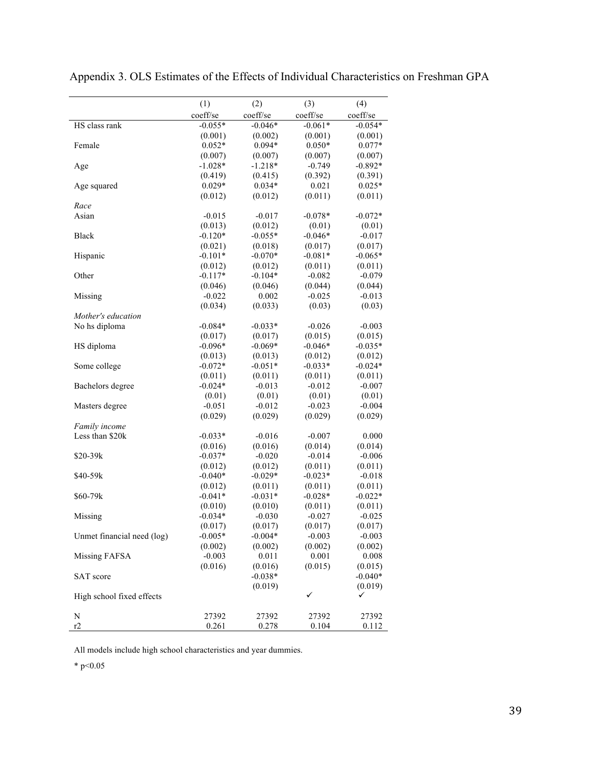Appendix 3. OLS Estimates of the Effects of Individual Characteristics on Freshman GPA

| | (1) | (2) | (3) | (4) |
|---|---|---|---|---|
| | coeff/se | coeff/se | coeff/se | coeff/se |
| HS class rank | -0.055* | -0.046* | -0.061* | -0.054* |
| | (0.001) | (0.002) | (0.001) | (0.001) |
| Female | 0.052* | 0.094* | 0.050* | 0.077* |
| | (0.007) | (0.007) | (0.007) | (0.007) |
| Age | -1.028* | -1.218* | -0.749 | -0.892* |
| | (0.419) | (0.415) | (0.392) | (0.391) |
| Age squared | 0.029* | 0.034* | 0.021 | 0.025* |
| | (0.012) | (0.012) | (0.011) | (0.011) |
| *Race* | | | | |
| Asian | -0.015 | -0.017 | -0.078* | -0.072* |
| | (0.013) | (0.012) | (0.01) | (0.01) |
| Black | -0.120* | -0.055* | -0.046* | -0.017 |
| | (0.021) | (0.018) | (0.017) | (0.017) |
| Hispanic | -0.101* | -0.070* | -0.081* | -0.065* |
| | (0.012) | (0.012) | (0.011) | (0.011) |
| Other | -0.117* | -0.104* | -0.082 | -0.079 |
| | (0.046) | (0.046) | (0.044) | (0.044) |
| Missing | -0.022 | 0.002 | -0.025 | -0.013 |
| | (0.034) | (0.033) | (0.03) | (0.03) |
| *Mother's education* | | | | |
| No hs diploma | -0.084* | -0.033* | -0.026 | -0.003 |
| | (0.017) | (0.017) | (0.015) | (0.015) |
| HS diploma | -0.096* | -0.069* | -0.046* | -0.035* |
| | (0.013) | (0.013) | (0.012) | (0.012) |
| Some college | -0.072* | -0.051* | -0.033* | -0.024* |
| | (0.011) | (0.011) | (0.011) | (0.011) |
| Bachelors degree | -0.024* | -0.013 | -0.012 | -0.007 |
| | (0.01) | (0.01) | (0.01) | (0.01) |
| Masters degree | -0.051 | -0.012 | -0.023 | -0.004 |
| | (0.029) | (0.029) | (0.029) | (0.029) |
| *Family income* | | | | |
| Less than $20k | -0.033* | -0.016 | -0.007 | 0.000 |
| | (0.016) | (0.016) | (0.014) | (0.014) |
| $20-39k | -0.037* | -0.020 | -0.014 | -0.006 |
| | (0.012) | (0.012) | (0.011) | (0.011) |
| $40-59k | -0.040* | -0.029* | -0.023* | -0.018 |
| | (0.012) | (0.011) | (0.011) | (0.011) |
| $60-79k | -0.041* | -0.031* | -0.028* | -0.022* |
| | (0.010) | (0.010) | (0.011) | (0.011) |
| Missing | -0.034* | -0.030 | -0.027 | -0.025 |
| | (0.017) | (0.017) | (0.017) | (0.017) |
| Unmet financial need (log) | -0.005* | -0.004* | -0.003 | -0.003 |
| | (0.002) | (0.002) | (0.002) | (0.002) |
| Missing FAFSA | -0.003 | 0.011 | 0.001 | 0.008 |
| | (0.016) | (0.016) | (0.015) | (0.015) |
| SAT score | | -0.038* | | -0.040* |
| | | (0.019) | | (0.019) |
| High school fixed effects | | | ✓ | ✓ |
| N | 27392 | 27392 | 27392 | 27392 |
| r2 | 0.261 | 0.278 | 0.104 | 0.112 |

All models include high school characteristics and year dummies.

* $p<0.05$